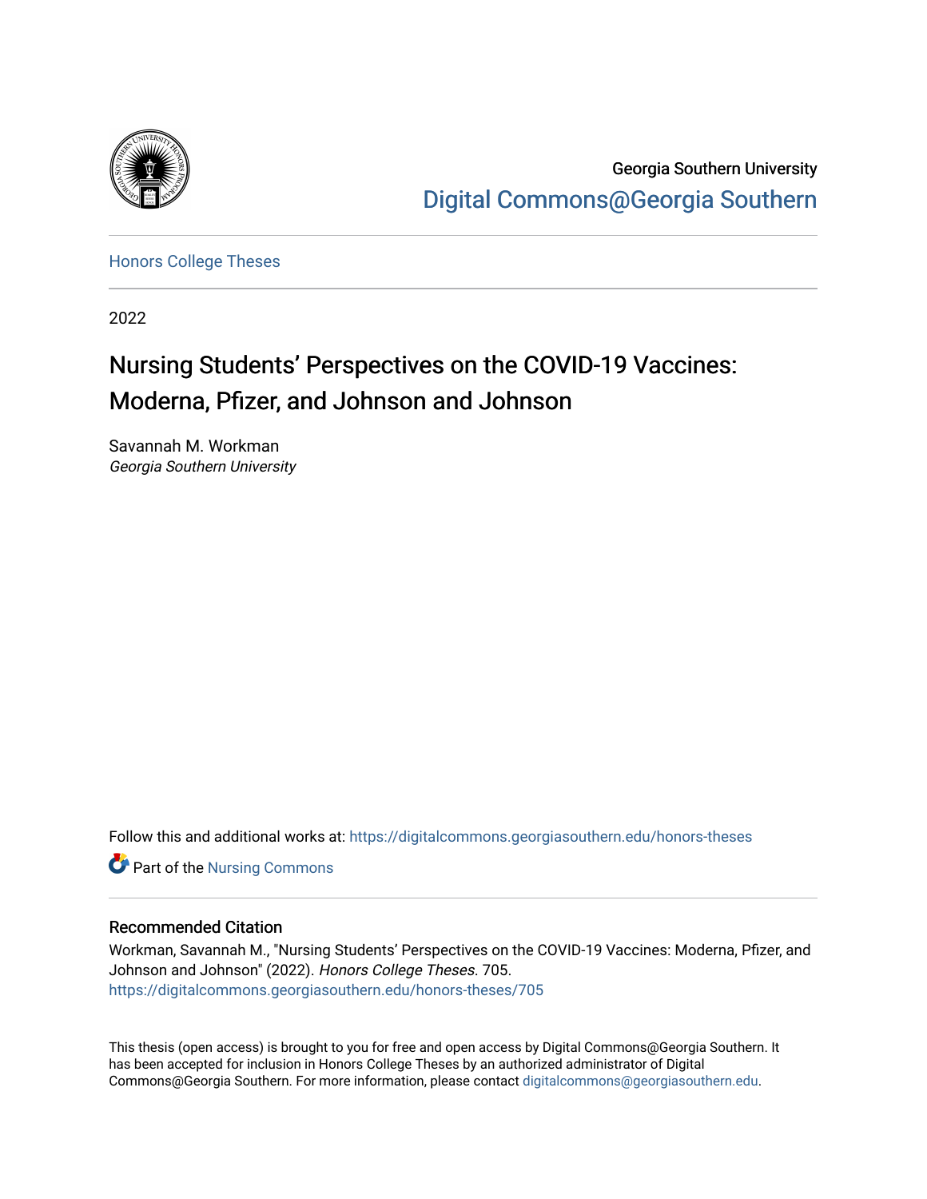Georgia Southern University

Digital Commons@Georgia Southern

Honors College Theses

2022

# Nursing Students' Perspectives on the COVID-19 Vaccines: Moderna, Pfizer, and Johnson and Johnson

Savannah M. Workman

*Georgia Southern University*

Follow this and additional works at: https://digitalcommons.georgiasouthern.edu/honors-theses

Part of the Nursing Commons

## Recommended Citation

Workman, Savannah M., "Nursing Students' Perspectives on the COVID-19 Vaccines: Moderna, Pfizer, and Johnson and Johnson" (2022). *Honors College Theses*. 705.
https://digitalcommons.georgiasouthern.edu/honors-theses/705

This thesis (open access) is brought to you for free and open access by Digital Commons@Georgia Southern. It has been accepted for inclusion in Honors College Theses by an authorized administrator of Digital Commons@Georgia Southern. For more information, please contact digitalcommons@georgiasouthern.edu.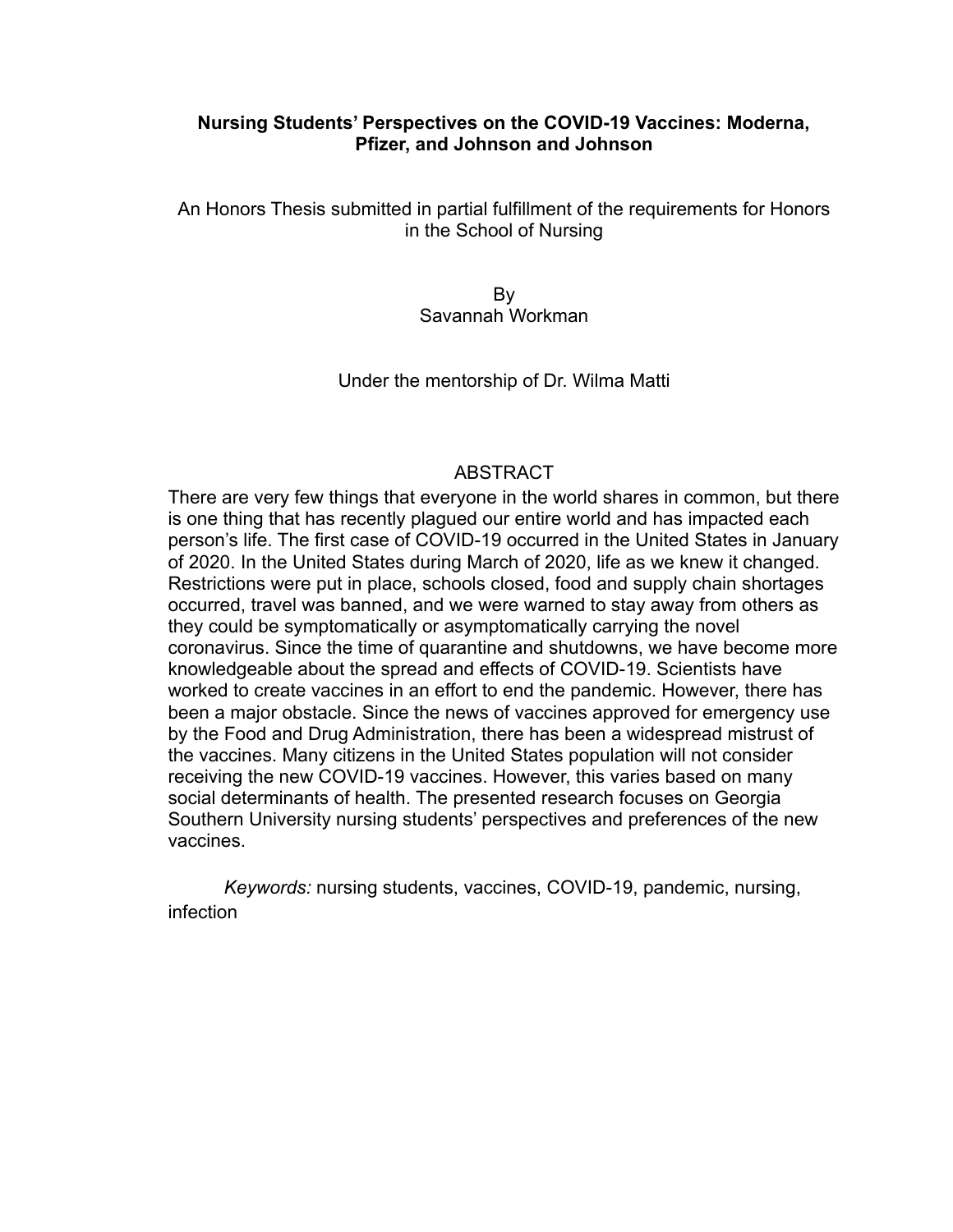**Nursing Students' Perspectives on the COVID-19 Vaccines: Moderna, Pfizer, and Johnson and Johnson**

An Honors Thesis submitted in partial fulfillment of the requirements for Honors in the School of Nursing

By
Savannah Workman

Under the mentorship of Dr. Wilma Matti

## ABSTRACT

There are very few things that everyone in the world shares in common, but there is one thing that has recently plagued our entire world and has impacted each person's life. The first case of COVID-19 occurred in the United States in January of 2020. In the United States during March of 2020, life as we knew it changed. Restrictions were put in place, schools closed, food and supply chain shortages occurred, travel was banned, and we were warned to stay away from others as they could be symptomatically or asymptomatically carrying the novel coronavirus. Since the time of quarantine and shutdowns, we have become more knowledgeable about the spread and effects of COVID-19. Scientists have worked to create vaccines in an effort to end the pandemic. However, there has been a major obstacle. Since the news of vaccines approved for emergency use by the Food and Drug Administration, there has been a widespread mistrust of the vaccines. Many citizens in the United States population will not consider receiving the new COVID-19 vaccines. However, this varies based on many social determinants of health. The presented research focuses on Georgia Southern University nursing students' perspectives and preferences of the new vaccines.

*Keywords:* nursing students, vaccines, COVID-19, pandemic, nursing, infection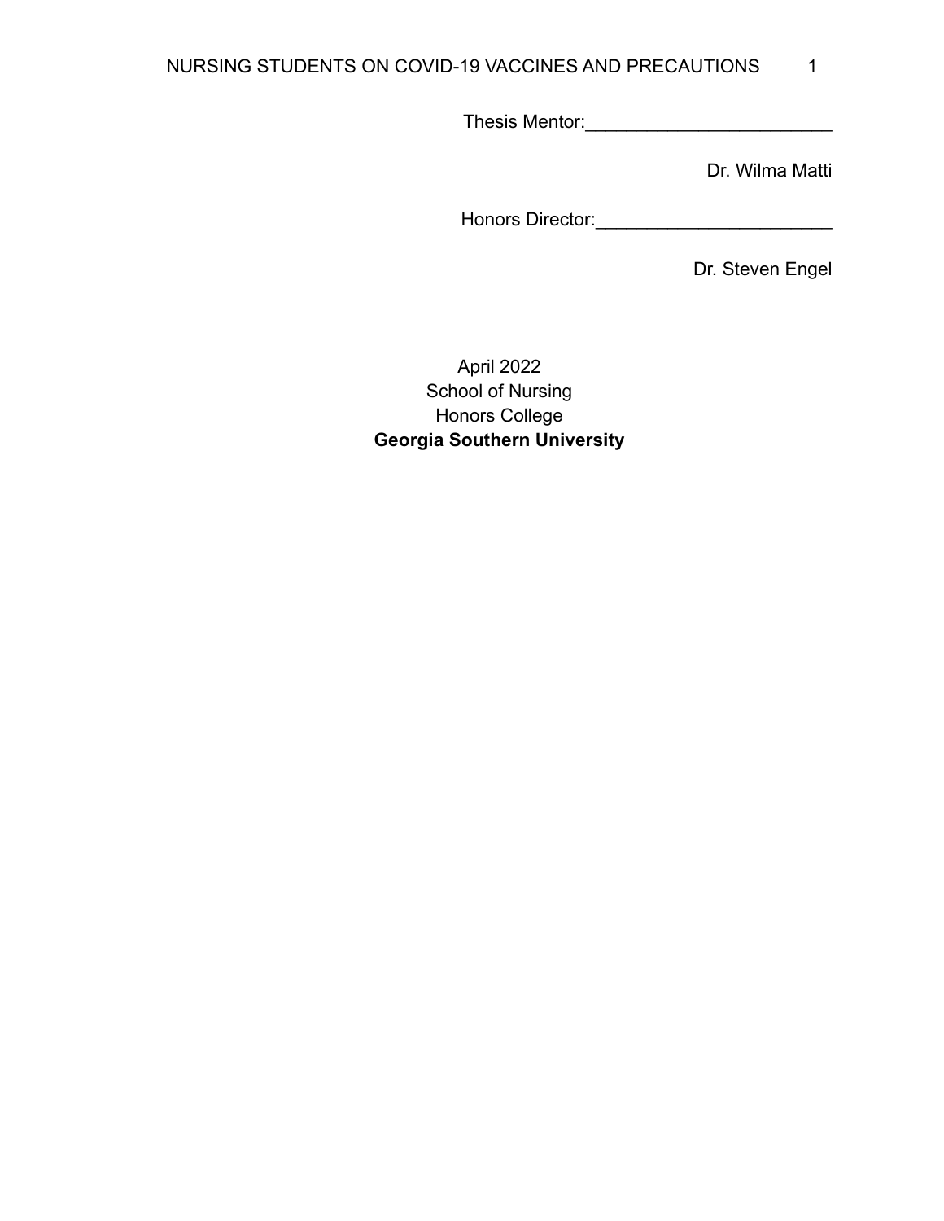Thesis Mentor:________________________

Dr. Wilma Matti

Honors Director:_______________________

Dr. Steven Engel

April 2022
School of Nursing
Honors College
**Georgia Southern University**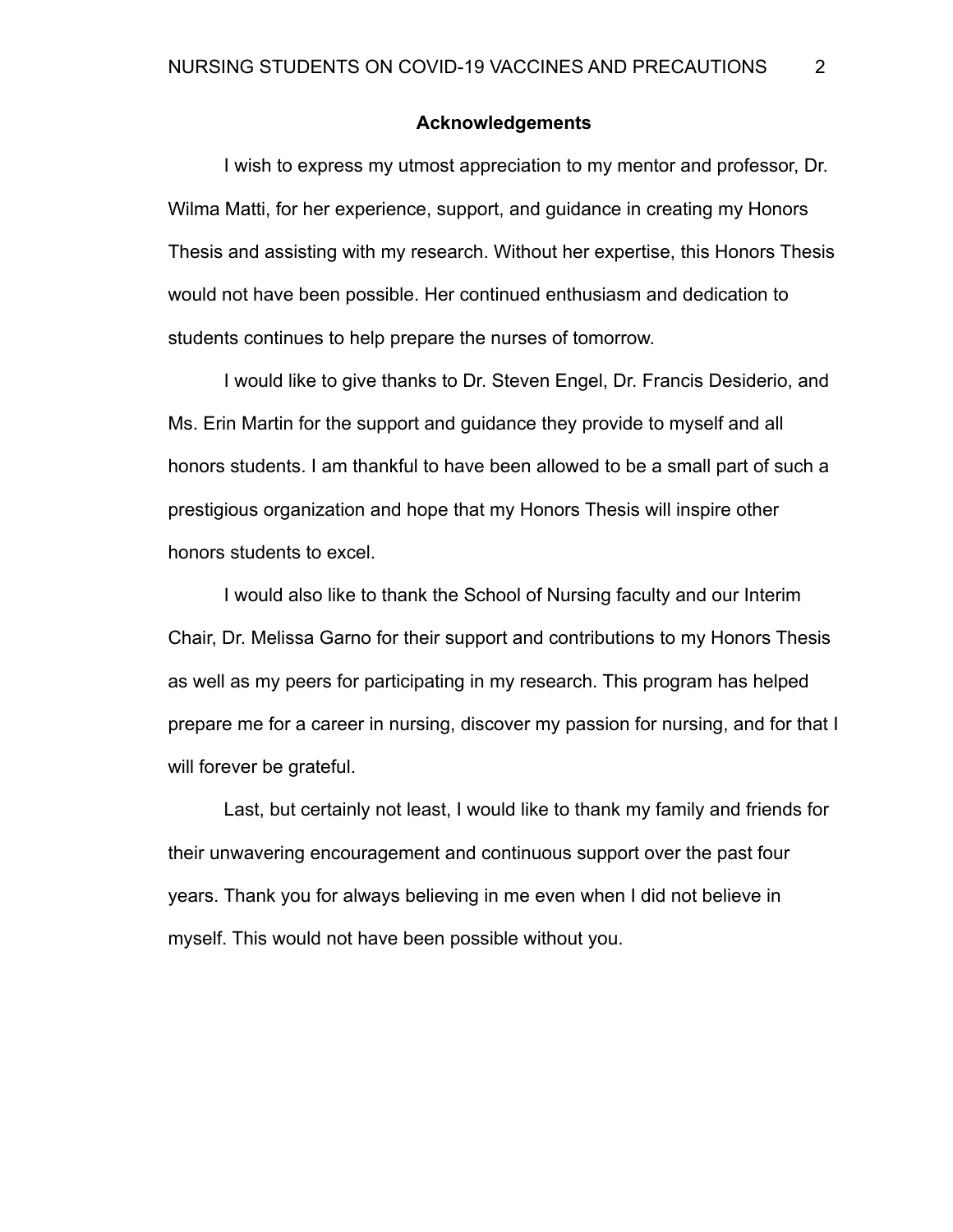## Acknowledgements

I wish to express my utmost appreciation to my mentor and professor, Dr. Wilma Matti, for her experience, support, and guidance in creating my Honors Thesis and assisting with my research. Without her expertise, this Honors Thesis would not have been possible. Her continued enthusiasm and dedication to students continues to help prepare the nurses of tomorrow.

I would like to give thanks to Dr. Steven Engel, Dr. Francis Desiderio, and Ms. Erin Martin for the support and guidance they provide to myself and all honors students. I am thankful to have been allowed to be a small part of such a prestigious organization and hope that my Honors Thesis will inspire other honors students to excel.

I would also like to thank the School of Nursing faculty and our Interim Chair, Dr. Melissa Garno for their support and contributions to my Honors Thesis as well as my peers for participating in my research. This program has helped prepare me for a career in nursing, discover my passion for nursing, and for that I will forever be grateful.

Last, but certainly not least, I would like to thank my family and friends for their unwavering encouragement and continuous support over the past four years. Thank you for always believing in me even when I did not believe in myself. This would not have been possible without you.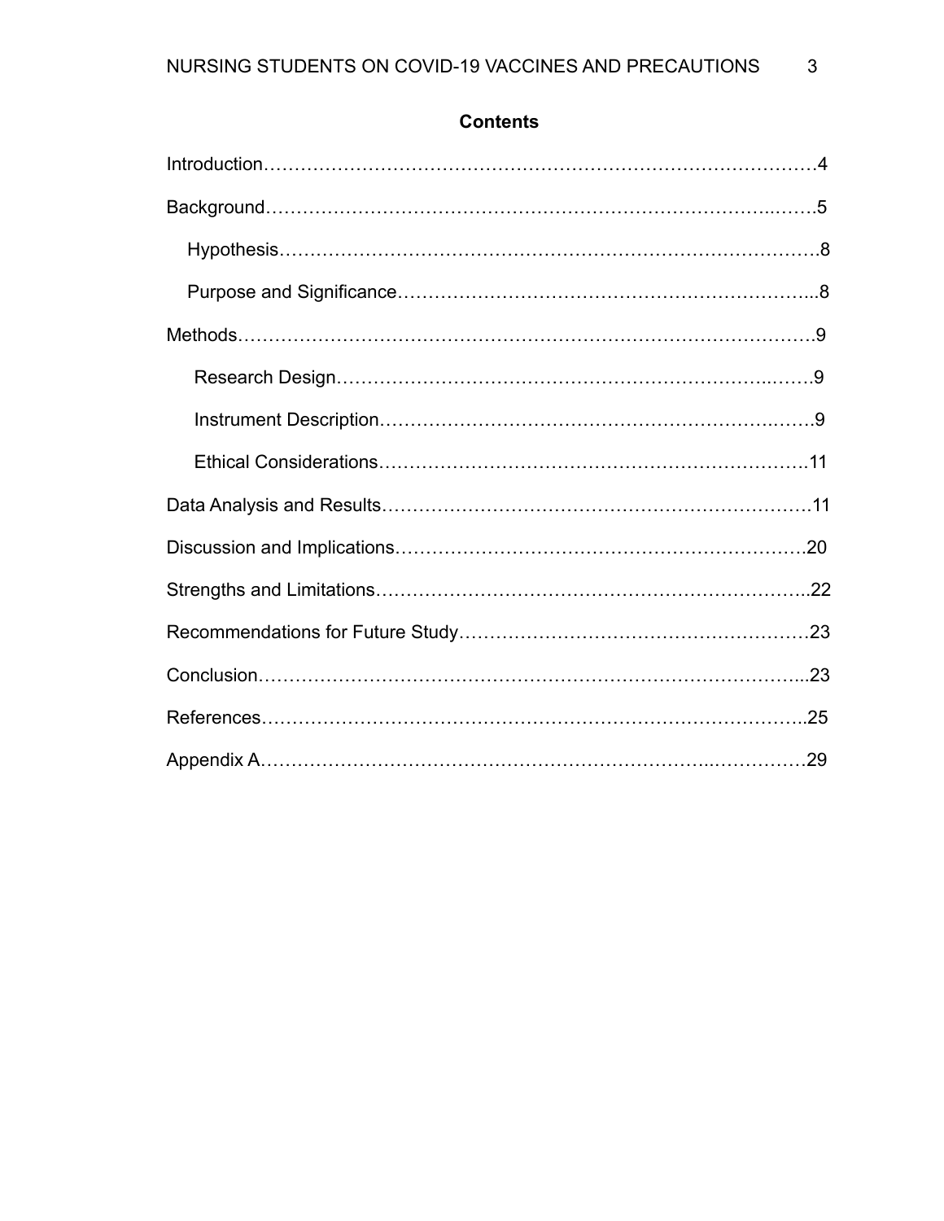## Contents

Introduction……………………………………………………………………………4

Background……………………………………………………………………………5

- Hypothesis………………………………………………………………………8
- Purpose and Significance………………………………………………………8

Methods…………………………………………………………………………………9

- Research Design…………………………………………………………………9
- Instrument Description…………………………………………………………9
- Ethical Considerations…………………………………………………………11

Data Analysis and Results……………………………………………………………11

Discussion and Implications…………………………………………………………20

Strengths and Limitations……………………………………………………………22

Recommendations for Future Study…………………………………………………23

Conclusion………………………………………………………………………………23

References………………………………………………………………………………25

Appendix A………………………………………………………………………………29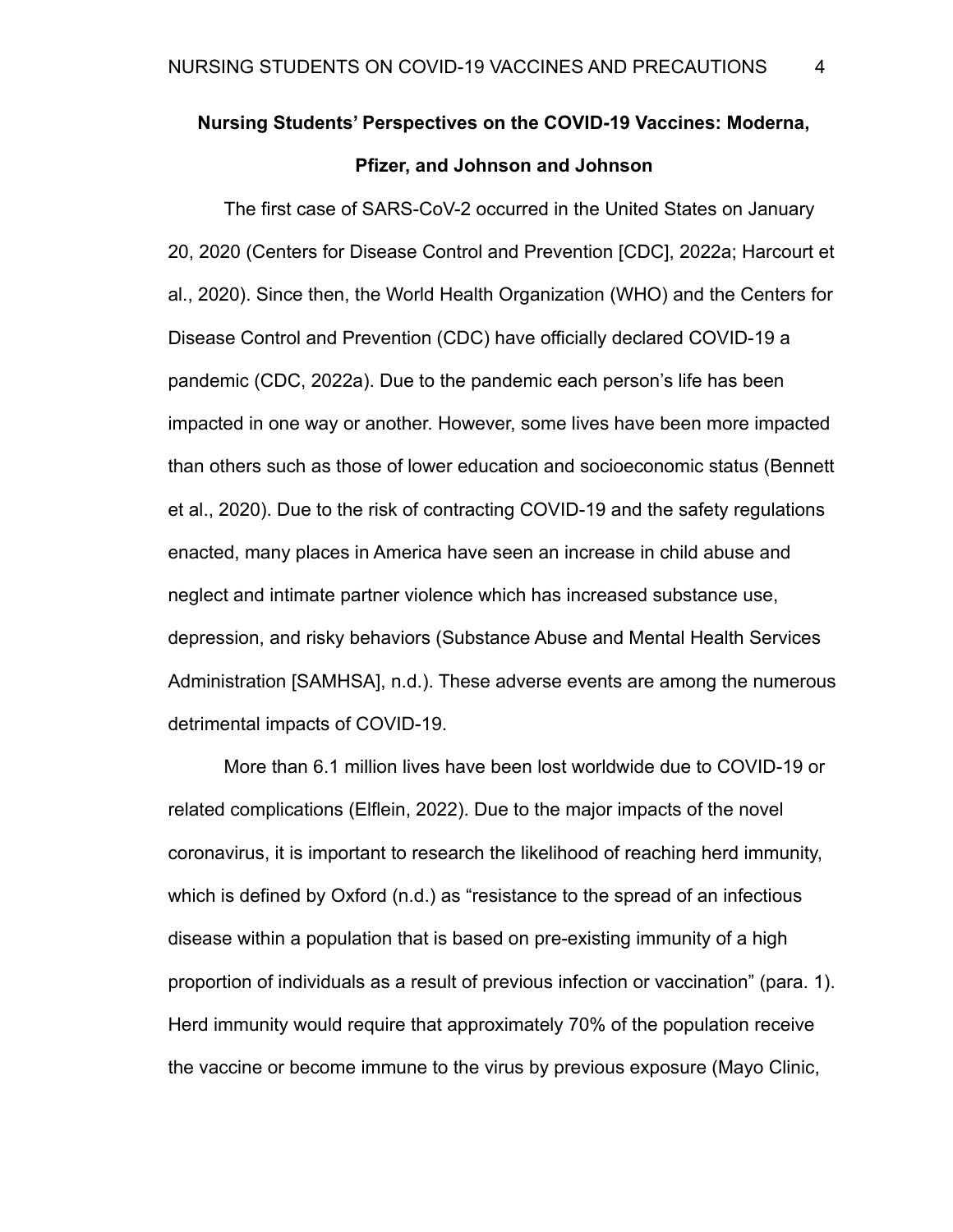## Nursing Students' Perspectives on the COVID-19 Vaccines: Moderna, Pfizer, and Johnson and Johnson

The first case of SARS-CoV-2 occurred in the United States on January 20, 2020 (Centers for Disease Control and Prevention [CDC], 2022a; Harcourt et al., 2020). Since then, the World Health Organization (WHO) and the Centers for Disease Control and Prevention (CDC) have officially declared COVID-19 a pandemic (CDC, 2022a). Due to the pandemic each person's life has been impacted in one way or another. However, some lives have been more impacted than others such as those of lower education and socioeconomic status (Bennett et al., 2020). Due to the risk of contracting COVID-19 and the safety regulations enacted, many places in America have seen an increase in child abuse and neglect and intimate partner violence which has increased substance use, depression, and risky behaviors (Substance Abuse and Mental Health Services Administration [SAMHSA], n.d.). These adverse events are among the numerous detrimental impacts of COVID-19.

More than 6.1 million lives have been lost worldwide due to COVID-19 or related complications (Elflein, 2022). Due to the major impacts of the novel coronavirus, it is important to research the likelihood of reaching herd immunity, which is defined by Oxford (n.d.) as "resistance to the spread of an infectious disease within a population that is based on pre-existing immunity of a high proportion of individuals as a result of previous infection or vaccination" (para. 1). Herd immunity would require that approximately 70% of the population receive the vaccine or become immune to the virus by previous exposure (Mayo Clinic,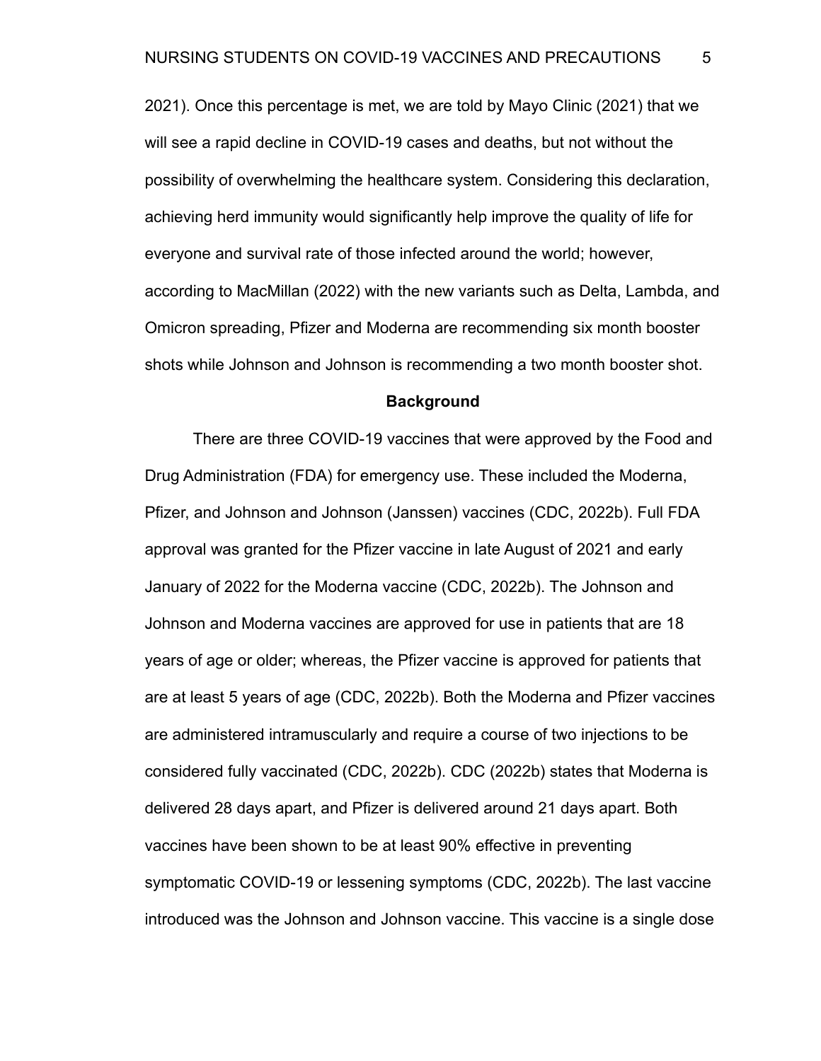2021). Once this percentage is met, we are told by Mayo Clinic (2021) that we will see a rapid decline in COVID-19 cases and deaths, but not without the possibility of overwhelming the healthcare system. Considering this declaration, achieving herd immunity would significantly help improve the quality of life for everyone and survival rate of those infected around the world; however, according to MacMillan (2022) with the new variants such as Delta, Lambda, and Omicron spreading, Pfizer and Moderna are recommending six month booster shots while Johnson and Johnson is recommending a two month booster shot.

## Background

There are three COVID-19 vaccines that were approved by the Food and Drug Administration (FDA) for emergency use. These included the Moderna, Pfizer, and Johnson and Johnson (Janssen) vaccines (CDC, 2022b). Full FDA approval was granted for the Pfizer vaccine in late August of 2021 and early January of 2022 for the Moderna vaccine (CDC, 2022b). The Johnson and Johnson and Moderna vaccines are approved for use in patients that are 18 years of age or older; whereas, the Pfizer vaccine is approved for patients that are at least 5 years of age (CDC, 2022b). Both the Moderna and Pfizer vaccines are administered intramuscularly and require a course of two injections to be considered fully vaccinated (CDC, 2022b). CDC (2022b) states that Moderna is delivered 28 days apart, and Pfizer is delivered around 21 days apart. Both vaccines have been shown to be at least 90% effective in preventing symptomatic COVID-19 or lessening symptoms (CDC, 2022b). The last vaccine introduced was the Johnson and Johnson vaccine. This vaccine is a single dose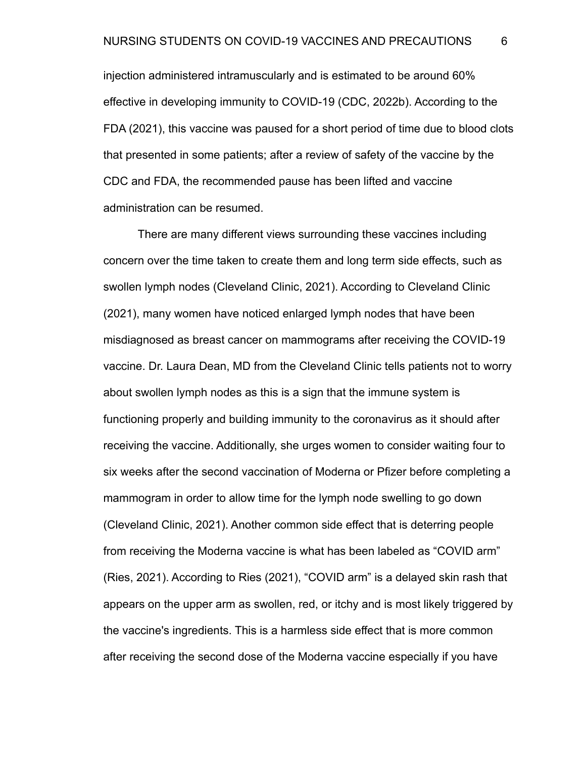injection administered intramuscularly and is estimated to be around 60% effective in developing immunity to COVID-19 (CDC, 2022b). According to the FDA (2021), this vaccine was paused for a short period of time due to blood clots that presented in some patients; after a review of safety of the vaccine by the CDC and FDA, the recommended pause has been lifted and vaccine administration can be resumed.

There are many different views surrounding these vaccines including concern over the time taken to create them and long term side effects, such as swollen lymph nodes (Cleveland Clinic, 2021). According to Cleveland Clinic (2021), many women have noticed enlarged lymph nodes that have been misdiagnosed as breast cancer on mammograms after receiving the COVID-19 vaccine. Dr. Laura Dean, MD from the Cleveland Clinic tells patients not to worry about swollen lymph nodes as this is a sign that the immune system is functioning properly and building immunity to the coronavirus as it should after receiving the vaccine. Additionally, she urges women to consider waiting four to six weeks after the second vaccination of Moderna or Pfizer before completing a mammogram in order to allow time for the lymph node swelling to go down (Cleveland Clinic, 2021). Another common side effect that is deterring people from receiving the Moderna vaccine is what has been labeled as "COVID arm" (Ries, 2021). According to Ries (2021), "COVID arm" is a delayed skin rash that appears on the upper arm as swollen, red, or itchy and is most likely triggered by the vaccine's ingredients. This is a harmless side effect that is more common after receiving the second dose of the Moderna vaccine especially if you have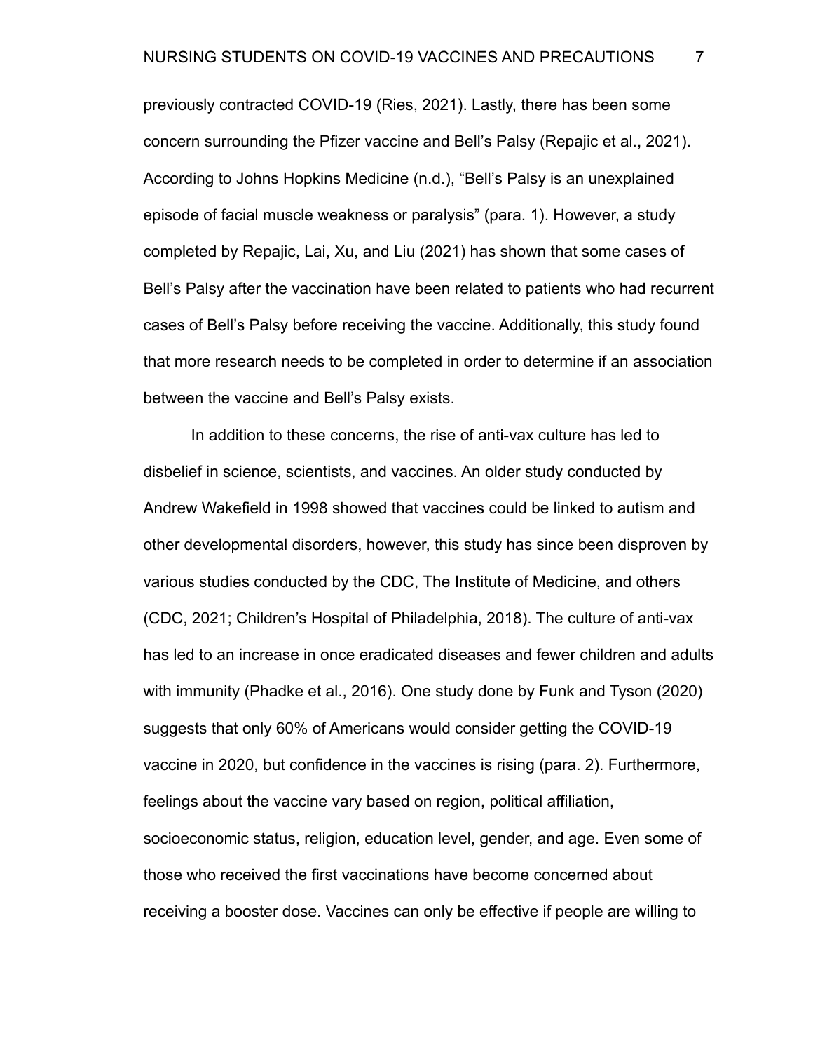previously contracted COVID-19 (Ries, 2021). Lastly, there has been some concern surrounding the Pfizer vaccine and Bell's Palsy (Repajic et al., 2021). According to Johns Hopkins Medicine (n.d.), "Bell's Palsy is an unexplained episode of facial muscle weakness or paralysis" (para. 1). However, a study completed by Repajic, Lai, Xu, and Liu (2021) has shown that some cases of Bell's Palsy after the vaccination have been related to patients who had recurrent cases of Bell's Palsy before receiving the vaccine. Additionally, this study found that more research needs to be completed in order to determine if an association between the vaccine and Bell's Palsy exists.

In addition to these concerns, the rise of anti-vax culture has led to disbelief in science, scientists, and vaccines. An older study conducted by Andrew Wakefield in 1998 showed that vaccines could be linked to autism and other developmental disorders, however, this study has since been disproven by various studies conducted by the CDC, The Institute of Medicine, and others (CDC, 2021; Children's Hospital of Philadelphia, 2018). The culture of anti-vax has led to an increase in once eradicated diseases and fewer children and adults with immunity (Phadke et al., 2016). One study done by Funk and Tyson (2020) suggests that only 60% of Americans would consider getting the COVID-19 vaccine in 2020, but confidence in the vaccines is rising (para. 2). Furthermore, feelings about the vaccine vary based on region, political affiliation, socioeconomic status, religion, education level, gender, and age. Even some of those who received the first vaccinations have become concerned about receiving a booster dose. Vaccines can only be effective if people are willing to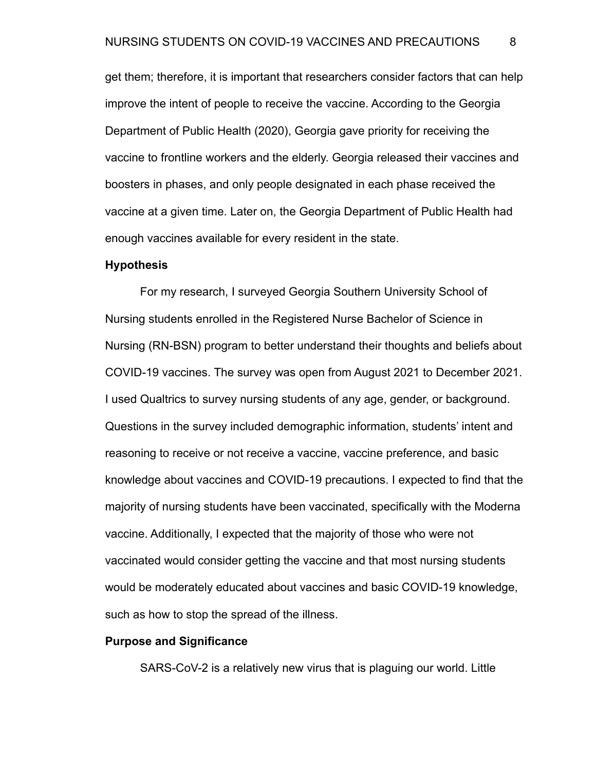get them; therefore, it is important that researchers consider factors that can help improve the intent of people to receive the vaccine. According to the Georgia Department of Public Health (2020), Georgia gave priority for receiving the vaccine to frontline workers and the elderly. Georgia released their vaccines and boosters in phases, and only people designated in each phase received the vaccine at a given time. Later on, the Georgia Department of Public Health had enough vaccines available for every resident in the state.

**Hypothesis**

For my research, I surveyed Georgia Southern University School of Nursing students enrolled in the Registered Nurse Bachelor of Science in Nursing (RN-BSN) program to better understand their thoughts and beliefs about COVID-19 vaccines. The survey was open from August 2021 to December 2021. I used Qualtrics to survey nursing students of any age, gender, or background. Questions in the survey included demographic information, students' intent and reasoning to receive or not receive a vaccine, vaccine preference, and basic knowledge about vaccines and COVID-19 precautions. I expected to find that the majority of nursing students have been vaccinated, specifically with the Moderna vaccine. Additionally, I expected that the majority of those who were not vaccinated would consider getting the vaccine and that most nursing students would be moderately educated about vaccines and basic COVID-19 knowledge, such as how to stop the spread of the illness.

**Purpose and Significance**

SARS-CoV-2 is a relatively new virus that is plaguing our world. Little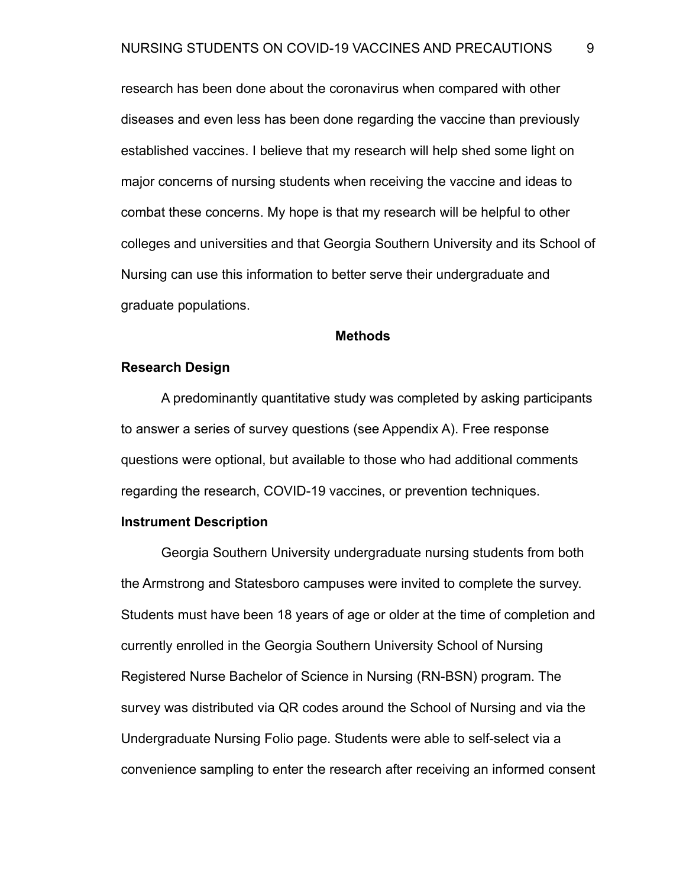research has been done about the coronavirus when compared with other diseases and even less has been done regarding the vaccine than previously established vaccines. I believe that my research will help shed some light on major concerns of nursing students when receiving the vaccine and ideas to combat these concerns. My hope is that my research will be helpful to other colleges and universities and that Georgia Southern University and its School of Nursing can use this information to better serve their undergraduate and graduate populations.

## Methods

### Research Design

A predominantly quantitative study was completed by asking participants to answer a series of survey questions (see Appendix A). Free response questions were optional, but available to those who had additional comments regarding the research, COVID-19 vaccines, or prevention techniques.

### Instrument Description

Georgia Southern University undergraduate nursing students from both the Armstrong and Statesboro campuses were invited to complete the survey. Students must have been 18 years of age or older at the time of completion and currently enrolled in the Georgia Southern University School of Nursing Registered Nurse Bachelor of Science in Nursing (RN-BSN) program. The survey was distributed via QR codes around the School of Nursing and via the Undergraduate Nursing Folio page. Students were able to self-select via a convenience sampling to enter the research after receiving an informed consent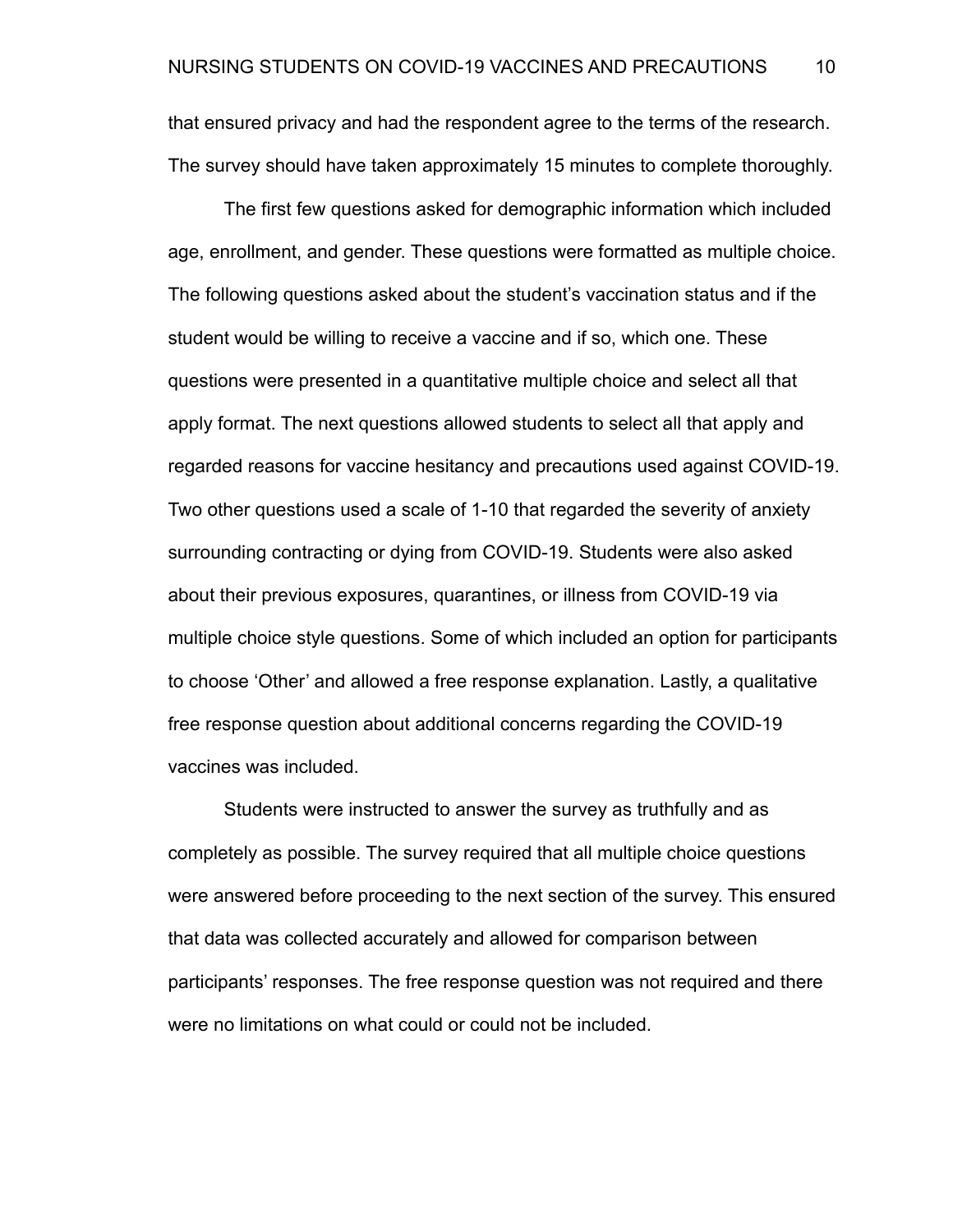that ensured privacy and had the respondent agree to the terms of the research. The survey should have taken approximately 15 minutes to complete thoroughly.

The first few questions asked for demographic information which included age, enrollment, and gender. These questions were formatted as multiple choice. The following questions asked about the student's vaccination status and if the student would be willing to receive a vaccine and if so, which one. These questions were presented in a quantitative multiple choice and select all that apply format. The next questions allowed students to select all that apply and regarded reasons for vaccine hesitancy and precautions used against COVID-19. Two other questions used a scale of 1-10 that regarded the severity of anxiety surrounding contracting or dying from COVID-19. Students were also asked about their previous exposures, quarantines, or illness from COVID-19 via multiple choice style questions. Some of which included an option for participants to choose 'Other' and allowed a free response explanation. Lastly, a qualitative free response question about additional concerns regarding the COVID-19 vaccines was included.

Students were instructed to answer the survey as truthfully and as completely as possible. The survey required that all multiple choice questions were answered before proceeding to the next section of the survey. This ensured that data was collected accurately and allowed for comparison between participants' responses. The free response question was not required and there were no limitations on what could or could not be included.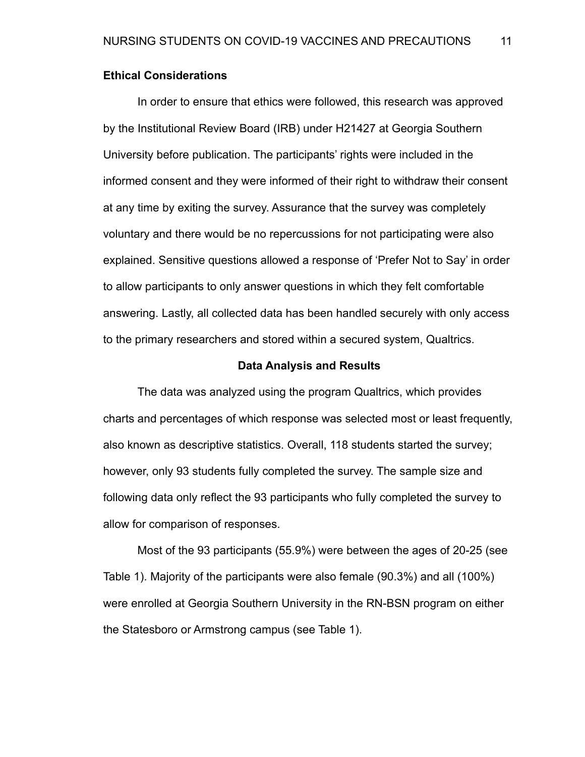**Ethical Considerations**

In order to ensure that ethics were followed, this research was approved by the Institutional Review Board (IRB) under H21427 at Georgia Southern University before publication. The participants' rights were included in the informed consent and they were informed of their right to withdraw their consent at any time by exiting the survey. Assurance that the survey was completely voluntary and there would be no repercussions for not participating were also explained. Sensitive questions allowed a response of 'Prefer Not to Say' in order to allow participants to only answer questions in which they felt comfortable answering. Lastly, all collected data has been handled securely with only access to the primary researchers and stored within a secured system, Qualtrics.

## Data Analysis and Results

The data was analyzed using the program Qualtrics, which provides charts and percentages of which response was selected most or least frequently, also known as descriptive statistics. Overall, 118 students started the survey; however, only 93 students fully completed the survey. The sample size and following data only reflect the 93 participants who fully completed the survey to allow for comparison of responses.

Most of the 93 participants (55.9%) were between the ages of 20-25 (see Table 1). Majority of the participants were also female (90.3%) and all (100%) were enrolled at Georgia Southern University in the RN-BSN program on either the Statesboro or Armstrong campus (see Table 1).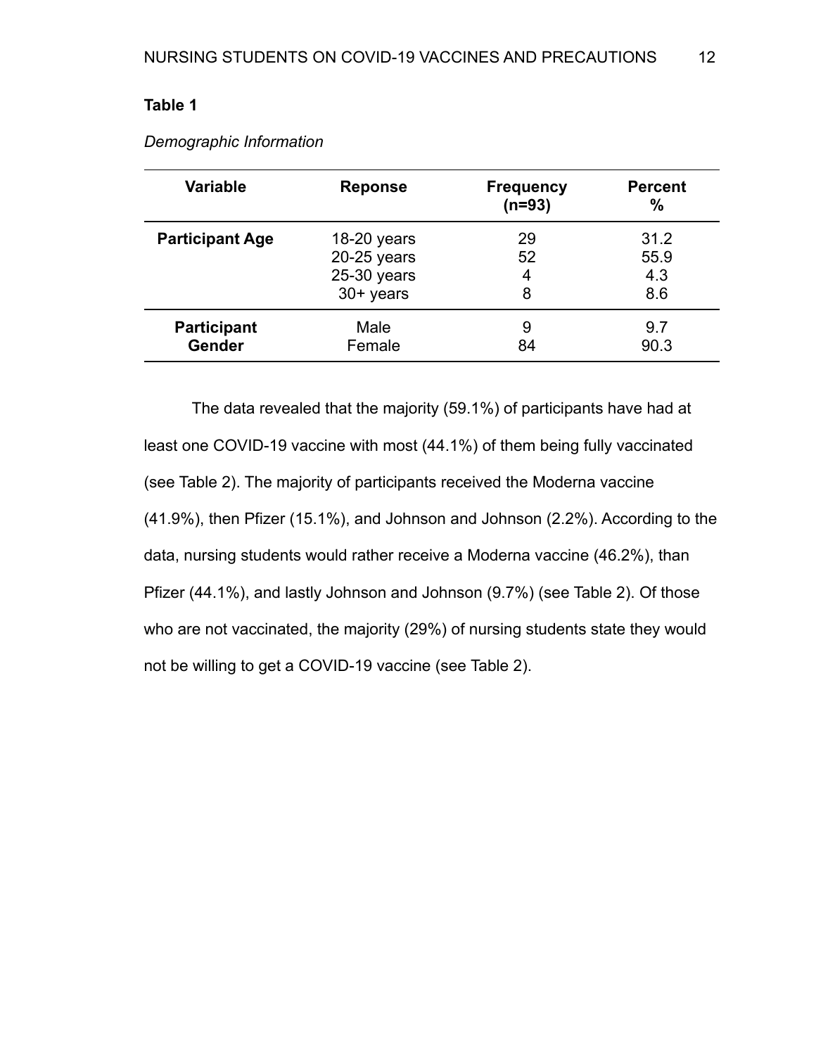**Table 1**

*Demographic Information*

| Variable | Reponse | Frequency (n=93) | Percent % |
|---|---|---|---|
| **Participant Age** | 18-20 years | 29 | 31.2 |
| | 20-25 years | 52 | 55.9 |
| | 25-30 years | 4 | 4.3 |
| | 30+ years | 8 | 8.6 |
| **Participant Gender** | Male | 9 | 9.7 |
| | Female | 84 | 90.3 |

The data revealed that the majority (59.1%) of participants have had at least one COVID-19 vaccine with most (44.1%) of them being fully vaccinated (see Table 2). The majority of participants received the Moderna vaccine (41.9%), then Pfizer (15.1%), and Johnson and Johnson (2.2%). According to the data, nursing students would rather receive a Moderna vaccine (46.2%), than Pfizer (44.1%), and lastly Johnson and Johnson (9.7%) (see Table 2). Of those who are not vaccinated, the majority (29%) of nursing students state they would not be willing to get a COVID-19 vaccine (see Table 2).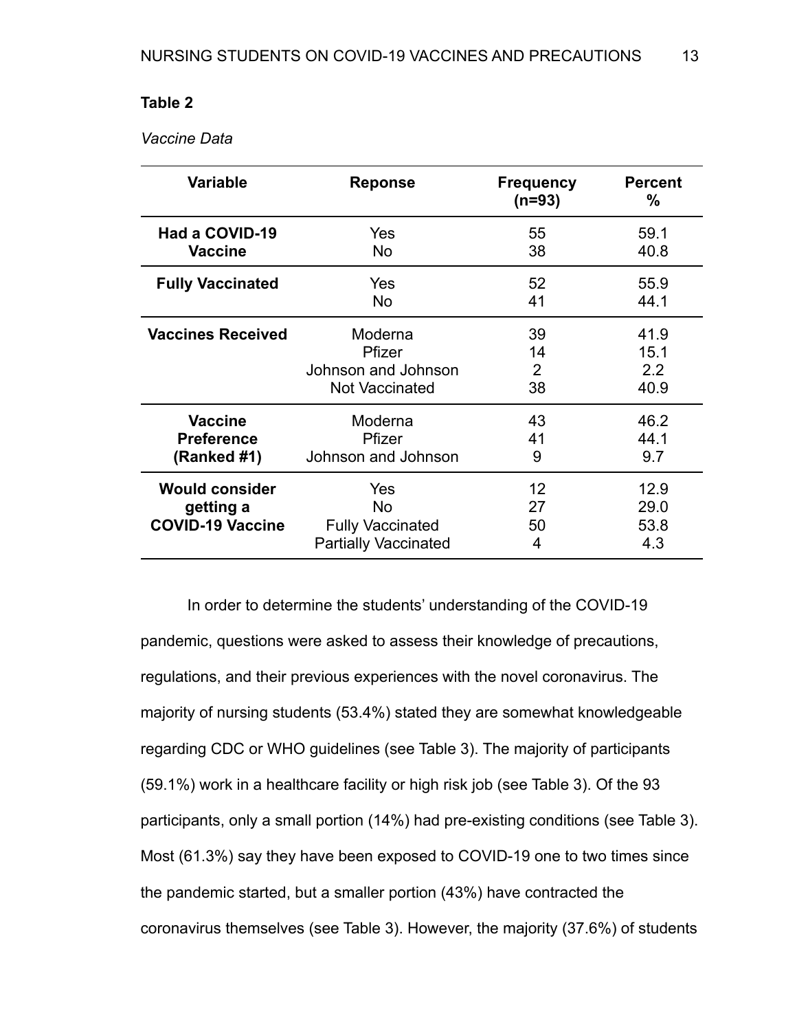**Table 2**

*Vaccine Data*

| Variable | Reponse | Frequency (n=93) | Percent % |
|---|---|---|---|
| **Had a COVID-19 Vaccine** | Yes | 55 | 59.1 |
| | No | 38 | 40.8 |
| **Fully Vaccinated** | Yes | 52 | 55.9 |
| | No | 41 | 44.1 |
| **Vaccines Received** | Moderna | 39 | 41.9 |
| | Pfizer | 14 | 15.1 |
| | Johnson and Johnson | 2 | 2.2 |
| | Not Vaccinated | 38 | 40.9 |
| **Vaccine Preference (Ranked #1)** | Moderna | 43 | 46.2 |
| | Pfizer | 41 | 44.1 |
| | Johnson and Johnson | 9 | 9.7 |
| **Would consider getting a COVID-19 Vaccine** | Yes | 12 | 12.9 |
| | No | 27 | 29.0 |
| | Fully Vaccinated | 50 | 53.8 |
| | Partially Vaccinated | 4 | 4.3 |

In order to determine the students' understanding of the COVID-19 pandemic, questions were asked to assess their knowledge of precautions, regulations, and their previous experiences with the novel coronavirus. The majority of nursing students (53.4%) stated they are somewhat knowledgeable regarding CDC or WHO guidelines (see Table 3). The majority of participants (59.1%) work in a healthcare facility or high risk job (see Table 3). Of the 93 participants, only a small portion (14%) had pre-existing conditions (see Table 3). Most (61.3%) say they have been exposed to COVID-19 one to two times since the pandemic started, but a smaller portion (43%) have contracted the coronavirus themselves (see Table 3). However, the majority (37.6%) of students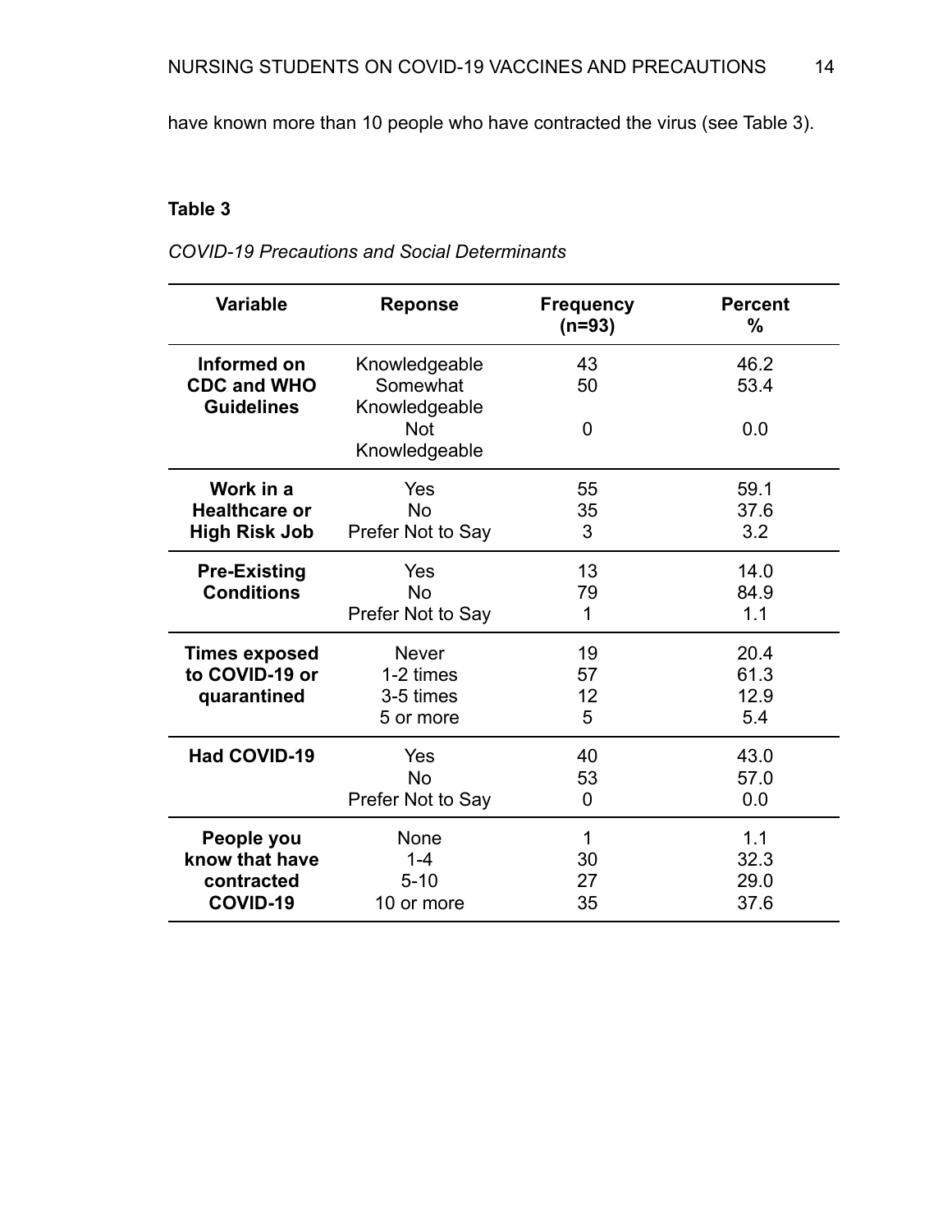have known more than 10 people who have contracted the virus (see Table 3).

**Table 3**

*COVID-19 Precautions and Social Determinants*

| Variable | Reponse | Frequency (n=93) | Percent % |
|---|---|---|---|
| **Informed on CDC and WHO Guidelines** | Knowledgeable | 43 | 46.2 |
| | Somewhat Knowledgeable | 50 | 53.4 |
| | Not Knowledgeable | 0 | 0.0 |
| **Work in a Healthcare or High Risk Job** | Yes | 55 | 59.1 |
| | No | 35 | 37.6 |
| | Prefer Not to Say | 3 | 3.2 |
| **Pre-Existing Conditions** | Yes | 13 | 14.0 |
| | No | 79 | 84.9 |
| | Prefer Not to Say | 1 | 1.1 |
| **Times exposed to COVID-19 or quarantined** | Never | 19 | 20.4 |
| | 1-2 times | 57 | 61.3 |
| | 3-5 times | 12 | 12.9 |
| | 5 or more | 5 | 5.4 |
| **Had COVID-19** | Yes | 40 | 43.0 |
| | No | 53 | 57.0 |
| | Prefer Not to Say | 0 | 0.0 |
| **People you know that have contracted COVID-19** | None | 1 | 1.1 |
| | 1-4 | 30 | 32.3 |
| | 5-10 | 27 | 29.0 |
| | 10 or more | 35 | 37.6 |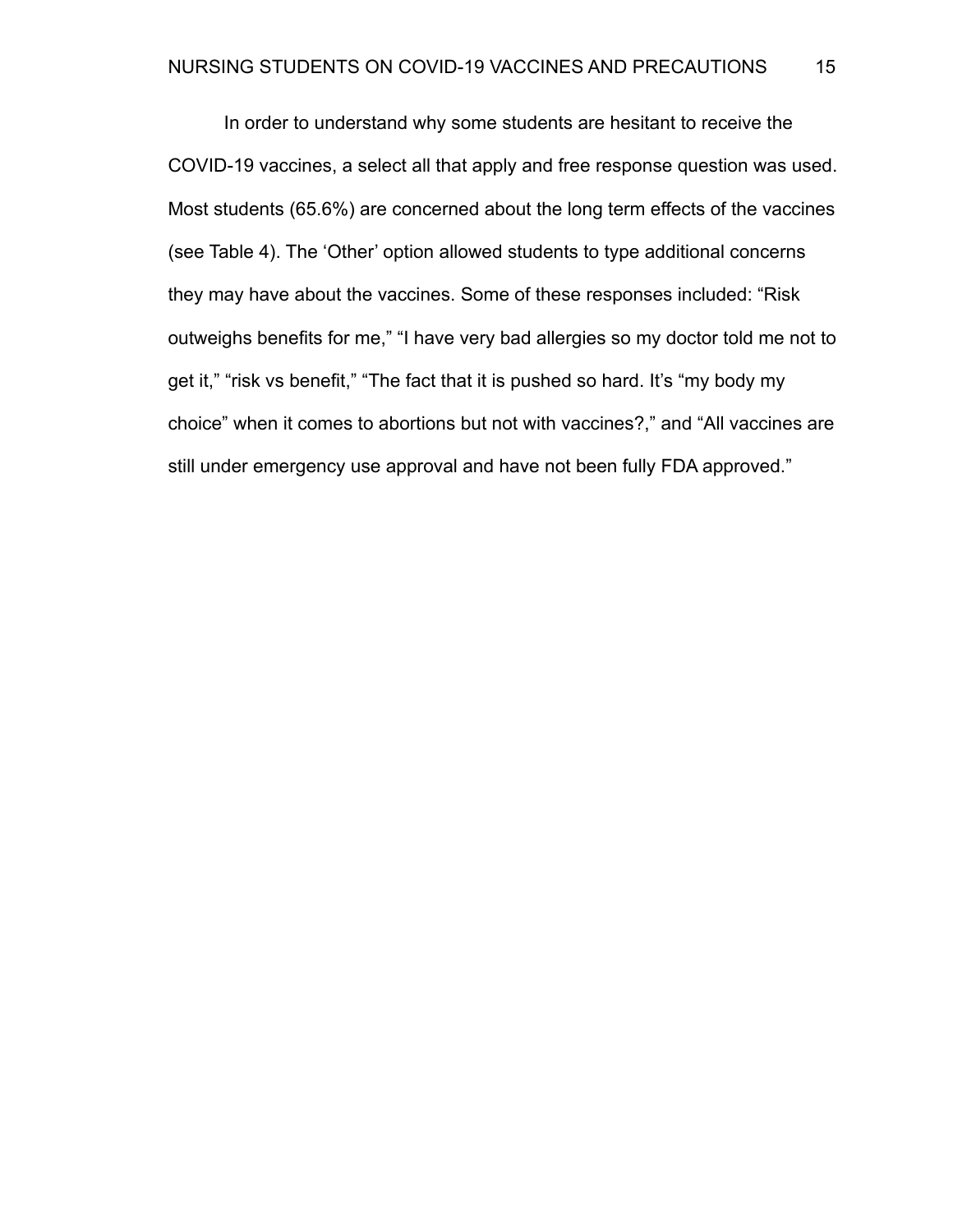In order to understand why some students are hesitant to receive the COVID-19 vaccines, a select all that apply and free response question was used. Most students (65.6%) are concerned about the long term effects of the vaccines (see Table 4). The 'Other' option allowed students to type additional concerns they may have about the vaccines. Some of these responses included: "Risk outweighs benefits for me," "I have very bad allergies so my doctor told me not to get it," "risk vs benefit," "The fact that it is pushed so hard. It's "my body my choice" when it comes to abortions but not with vaccines?," and "All vaccines are still under emergency use approval and have not been fully FDA approved."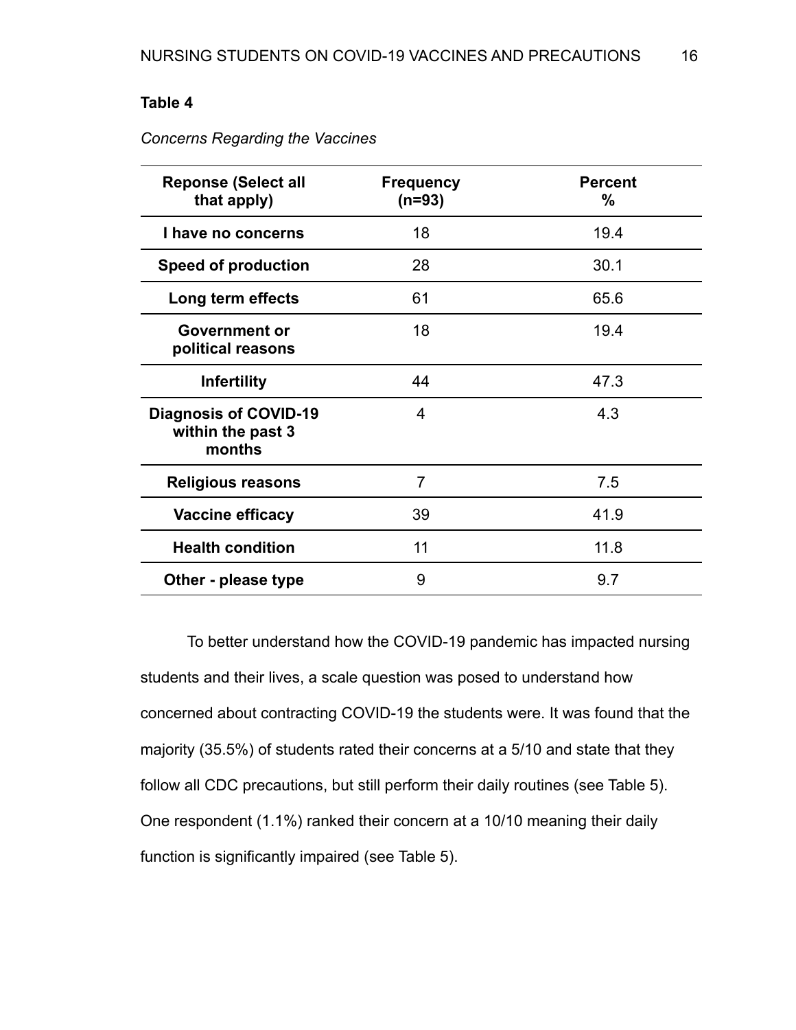**Table 4**

*Concerns Regarding the Vaccines*

| Reponse (Select all that apply) | Frequency (n=93) | Percent % |
|---|---|---|
| I have no concerns | 18 | 19.4 |
| Speed of production | 28 | 30.1 |
| Long term effects | 61 | 65.6 |
| Government or political reasons | 18 | 19.4 |
| Infertility | 44 | 47.3 |
| Diagnosis of COVID-19 within the past 3 months | 4 | 4.3 |
| Religious reasons | 7 | 7.5 |
| Vaccine efficacy | 39 | 41.9 |
| Health condition | 11 | 11.8 |
| Other - please type | 9 | 9.7 |

To better understand how the COVID-19 pandemic has impacted nursing students and their lives, a scale question was posed to understand how concerned about contracting COVID-19 the students were. It was found that the majority (35.5%) of students rated their concerns at a 5/10 and state that they follow all CDC precautions, but still perform their daily routines (see Table 5). One respondent (1.1%) ranked their concern at a 10/10 meaning their daily function is significantly impaired (see Table 5).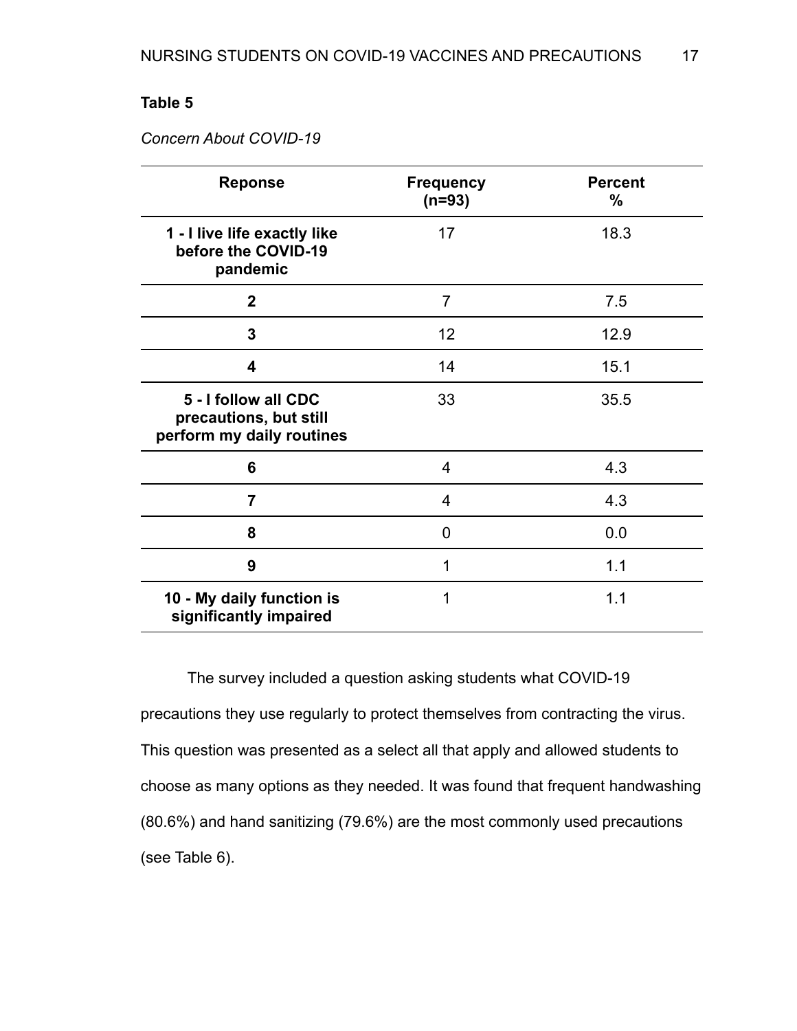**Table 5**

*Concern About COVID-19*

| Reponse | Frequency (n=93) | Percent % |
|---|---|---|
| 1 - I live life exactly like before the COVID-19 pandemic | 17 | 18.3 |
| 2 | 7 | 7.5 |
| 3 | 12 | 12.9 |
| 4 | 14 | 15.1 |
| 5 - I follow all CDC precautions, but still perform my daily routines | 33 | 35.5 |
| 6 | 4 | 4.3 |
| 7 | 4 | 4.3 |
| 8 | 0 | 0.0 |
| 9 | 1 | 1.1 |
| 10 - My daily function is significantly impaired | 1 | 1.1 |

The survey included a question asking students what COVID-19 precautions they use regularly to protect themselves from contracting the virus. This question was presented as a select all that apply and allowed students to choose as many options as they needed. It was found that frequent handwashing (80.6%) and hand sanitizing (79.6%) are the most commonly used precautions (see Table 6).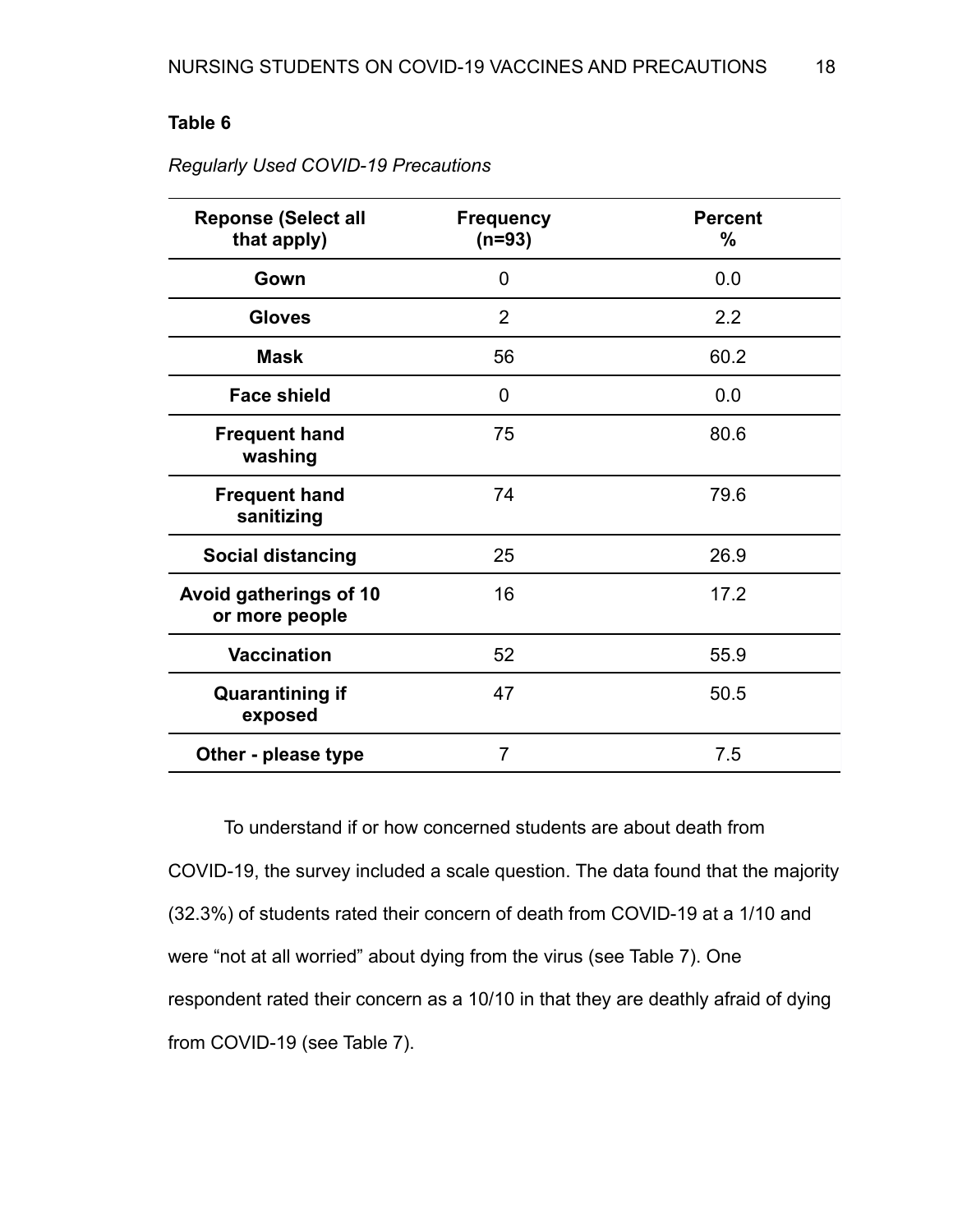**Table 6**

*Regularly Used COVID-19 Precautions*

| Reponse (Select all that apply) | Frequency (n=93) | Percent % |
|---|---|---|
| **Gown** | 0 | 0.0 |
| **Gloves** | 2 | 2.2 |
| **Mask** | 56 | 60.2 |
| **Face shield** | 0 | 0.0 |
| **Frequent hand washing** | 75 | 80.6 |
| **Frequent hand sanitizing** | 74 | 79.6 |
| **Social distancing** | 25 | 26.9 |
| **Avoid gatherings of 10 or more people** | 16 | 17.2 |
| **Vaccination** | 52 | 55.9 |
| **Quarantining if exposed** | 47 | 50.5 |
| **Other - please type** | 7 | 7.5 |

To understand if or how concerned students are about death from COVID-19, the survey included a scale question. The data found that the majority (32.3%) of students rated their concern of death from COVID-19 at a 1/10 and were "not at all worried" about dying from the virus (see Table 7). One respondent rated their concern as a 10/10 in that they are deathly afraid of dying from COVID-19 (see Table 7).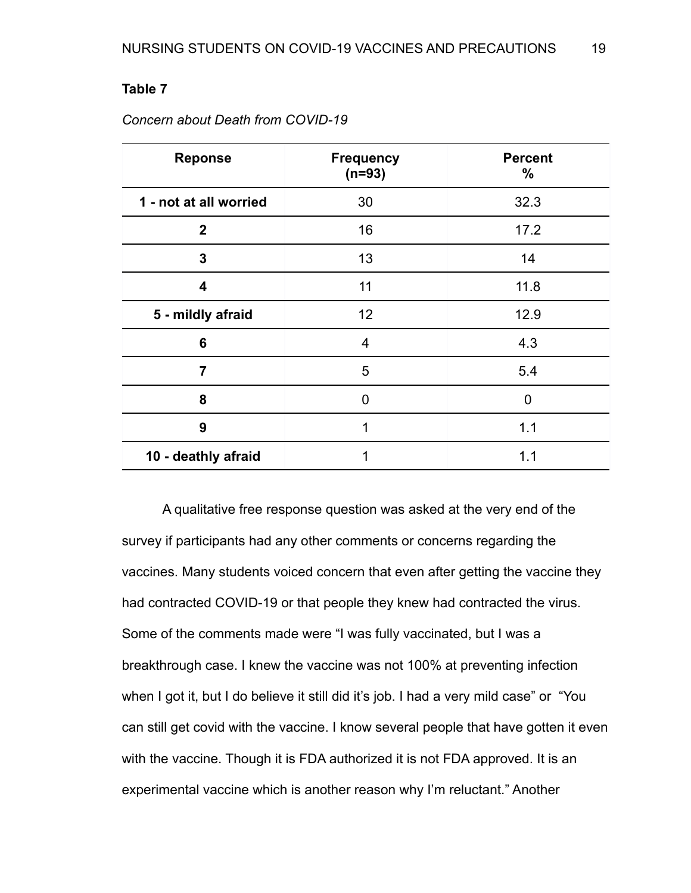**Table 7**

*Concern about Death from COVID-19*

| Reponse | Frequency (n=93) | Percent % |
|---|---|---|
| 1 - not at all worried | 30 | 32.3 |
| 2 | 16 | 17.2 |
| 3 | 13 | 14 |
| 4 | 11 | 11.8 |
| 5 - mildly afraid | 12 | 12.9 |
| 6 | 4 | 4.3 |
| 7 | 5 | 5.4 |
| 8 | 0 | 0 |
| 9 | 1 | 1.1 |
| 10 - deathly afraid | 1 | 1.1 |

A qualitative free response question was asked at the very end of the survey if participants had any other comments or concerns regarding the vaccines. Many students voiced concern that even after getting the vaccine they had contracted COVID-19 or that people they knew had contracted the virus. Some of the comments made were "I was fully vaccinated, but I was a breakthrough case. I knew the vaccine was not 100% at preventing infection when I got it, but I do believe it still did it's job. I had a very mild case" or "You can still get covid with the vaccine. I know several people that have gotten it even with the vaccine. Though it is FDA authorized it is not FDA approved. It is an experimental vaccine which is another reason why I'm reluctant." Another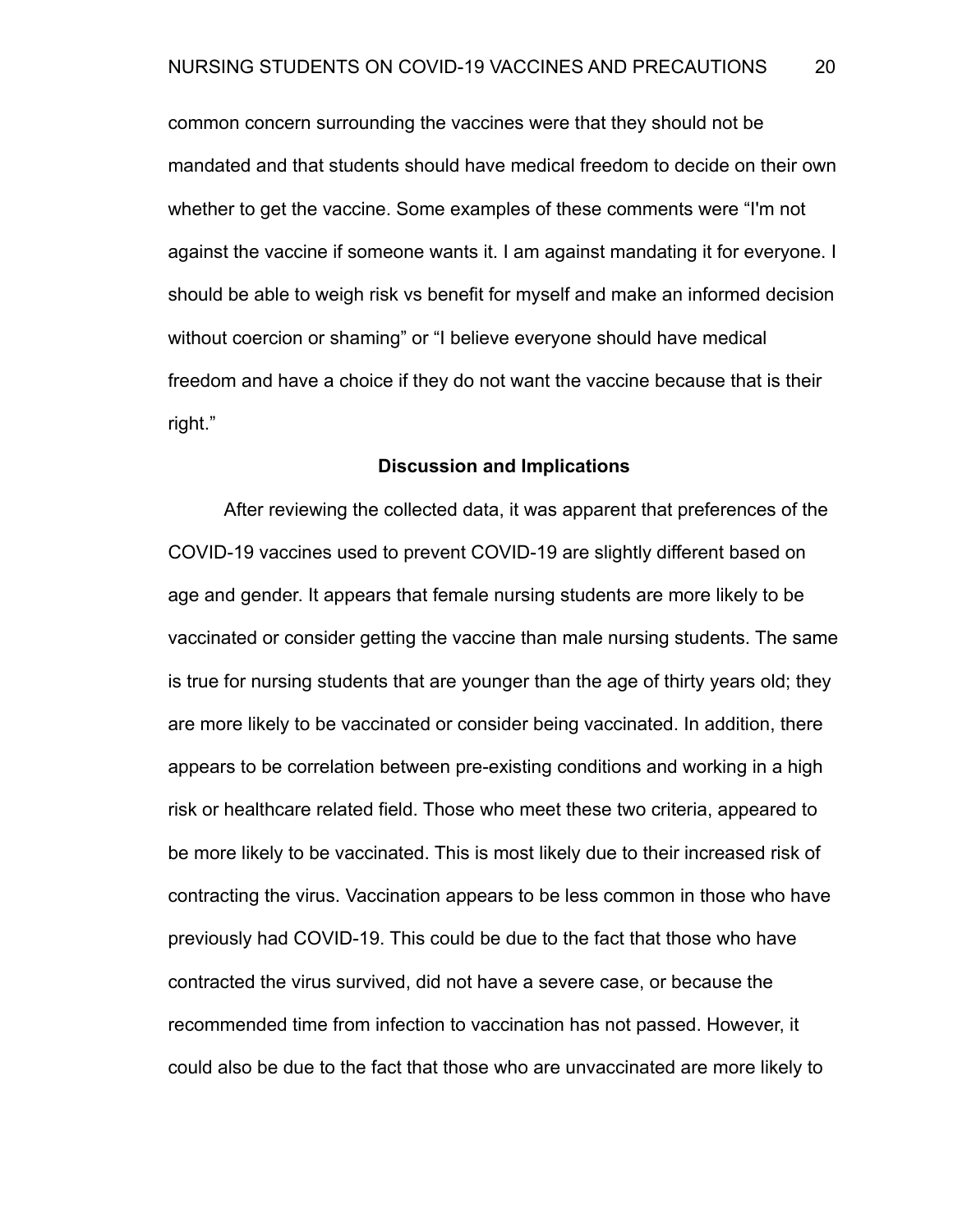common concern surrounding the vaccines were that they should not be mandated and that students should have medical freedom to decide on their own whether to get the vaccine. Some examples of these comments were "I'm not against the vaccine if someone wants it. I am against mandating it for everyone. I should be able to weigh risk vs benefit for myself and make an informed decision without coercion or shaming" or "I believe everyone should have medical freedom and have a choice if they do not want the vaccine because that is their right."

## Discussion and Implications

After reviewing the collected data, it was apparent that preferences of the COVID-19 vaccines used to prevent COVID-19 are slightly different based on age and gender. It appears that female nursing students are more likely to be vaccinated or consider getting the vaccine than male nursing students. The same is true for nursing students that are younger than the age of thirty years old; they are more likely to be vaccinated or consider being vaccinated. In addition, there appears to be correlation between pre-existing conditions and working in a high risk or healthcare related field. Those who meet these two criteria, appeared to be more likely to be vaccinated. This is most likely due to their increased risk of contracting the virus. Vaccination appears to be less common in those who have previously had COVID-19. This could be due to the fact that those who have contracted the virus survived, did not have a severe case, or because the recommended time from infection to vaccination has not passed. However, it could also be due to the fact that those who are unvaccinated are more likely to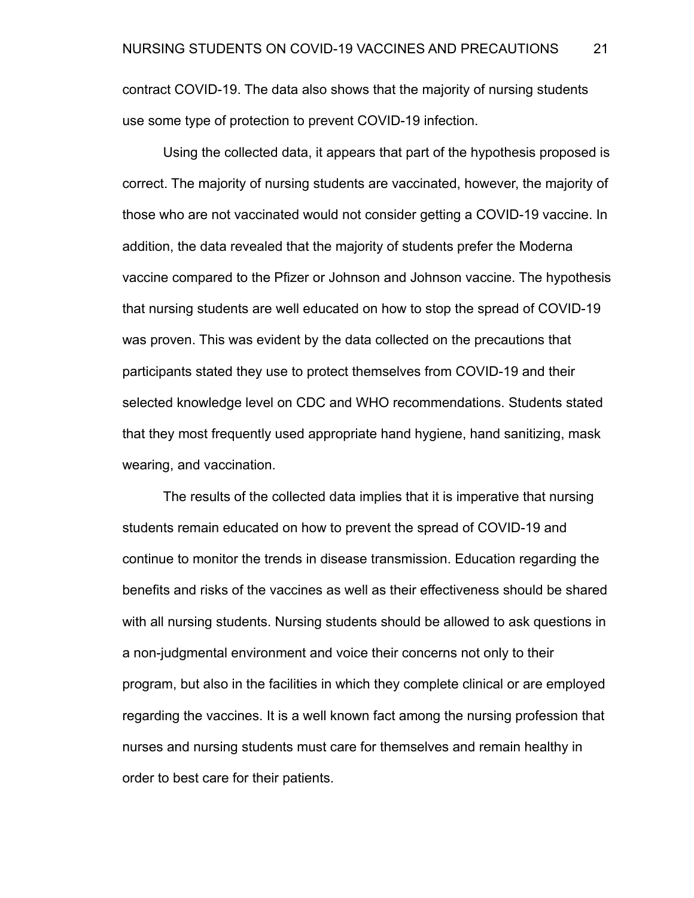contract COVID-19. The data also shows that the majority of nursing students use some type of protection to prevent COVID-19 infection.

Using the collected data, it appears that part of the hypothesis proposed is correct. The majority of nursing students are vaccinated, however, the majority of those who are not vaccinated would not consider getting a COVID-19 vaccine. In addition, the data revealed that the majority of students prefer the Moderna vaccine compared to the Pfizer or Johnson and Johnson vaccine. The hypothesis that nursing students are well educated on how to stop the spread of COVID-19 was proven. This was evident by the data collected on the precautions that participants stated they use to protect themselves from COVID-19 and their selected knowledge level on CDC and WHO recommendations. Students stated that they most frequently used appropriate hand hygiene, hand sanitizing, mask wearing, and vaccination.

The results of the collected data implies that it is imperative that nursing students remain educated on how to prevent the spread of COVID-19 and continue to monitor the trends in disease transmission. Education regarding the benefits and risks of the vaccines as well as their effectiveness should be shared with all nursing students. Nursing students should be allowed to ask questions in a non-judgmental environment and voice their concerns not only to their program, but also in the facilities in which they complete clinical or are employed regarding the vaccines. It is a well known fact among the nursing profession that nurses and nursing students must care for themselves and remain healthy in order to best care for their patients.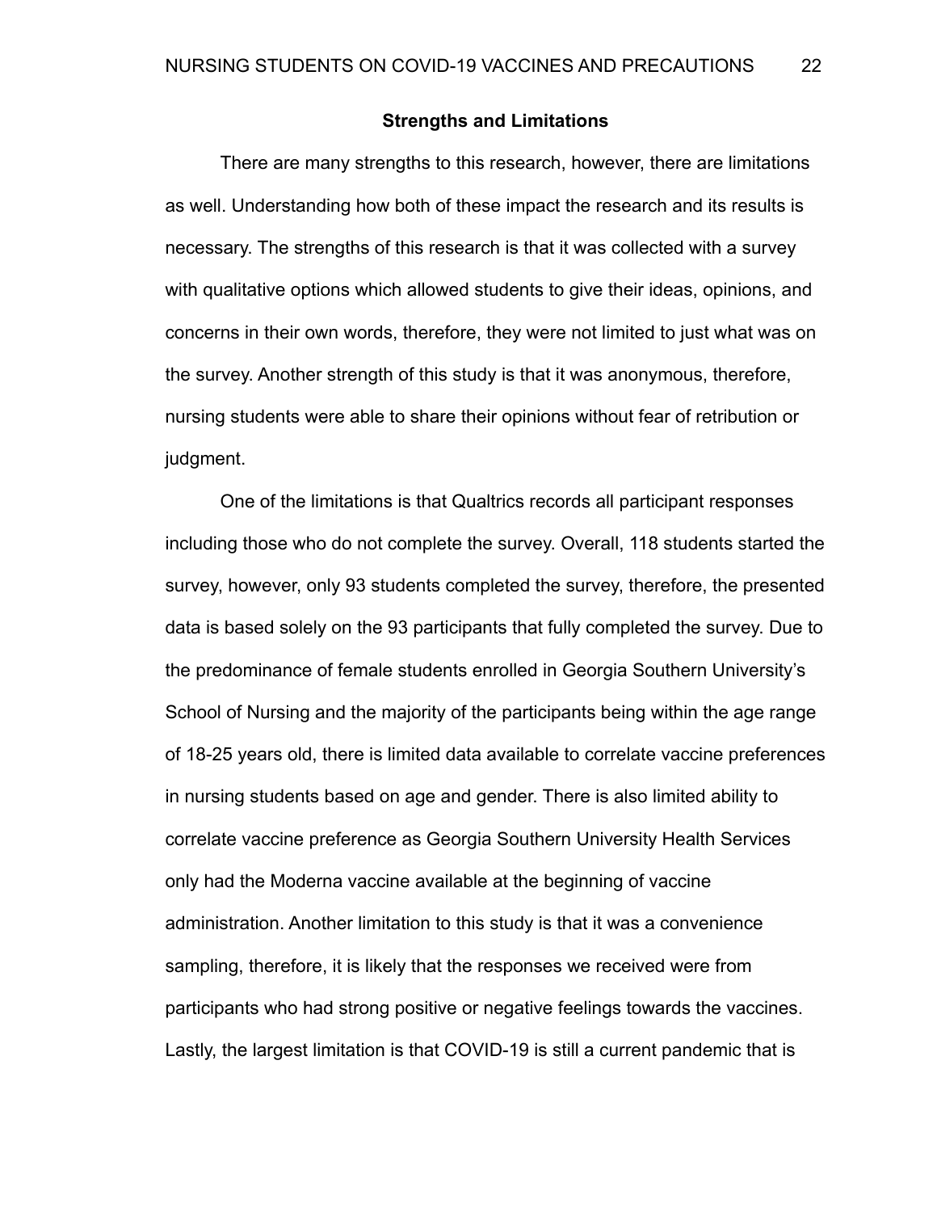## Strengths and Limitations

There are many strengths to this research, however, there are limitations as well. Understanding how both of these impact the research and its results is necessary. The strengths of this research is that it was collected with a survey with qualitative options which allowed students to give their ideas, opinions, and concerns in their own words, therefore, they were not limited to just what was on the survey. Another strength of this study is that it was anonymous, therefore, nursing students were able to share their opinions without fear of retribution or judgment.

One of the limitations is that Qualtrics records all participant responses including those who do not complete the survey. Overall, 118 students started the survey, however, only 93 students completed the survey, therefore, the presented data is based solely on the 93 participants that fully completed the survey. Due to the predominance of female students enrolled in Georgia Southern University's School of Nursing and the majority of the participants being within the age range of 18-25 years old, there is limited data available to correlate vaccine preferences in nursing students based on age and gender. There is also limited ability to correlate vaccine preference as Georgia Southern University Health Services only had the Moderna vaccine available at the beginning of vaccine administration. Another limitation to this study is that it was a convenience sampling, therefore, it is likely that the responses we received were from participants who had strong positive or negative feelings towards the vaccines. Lastly, the largest limitation is that COVID-19 is still a current pandemic that is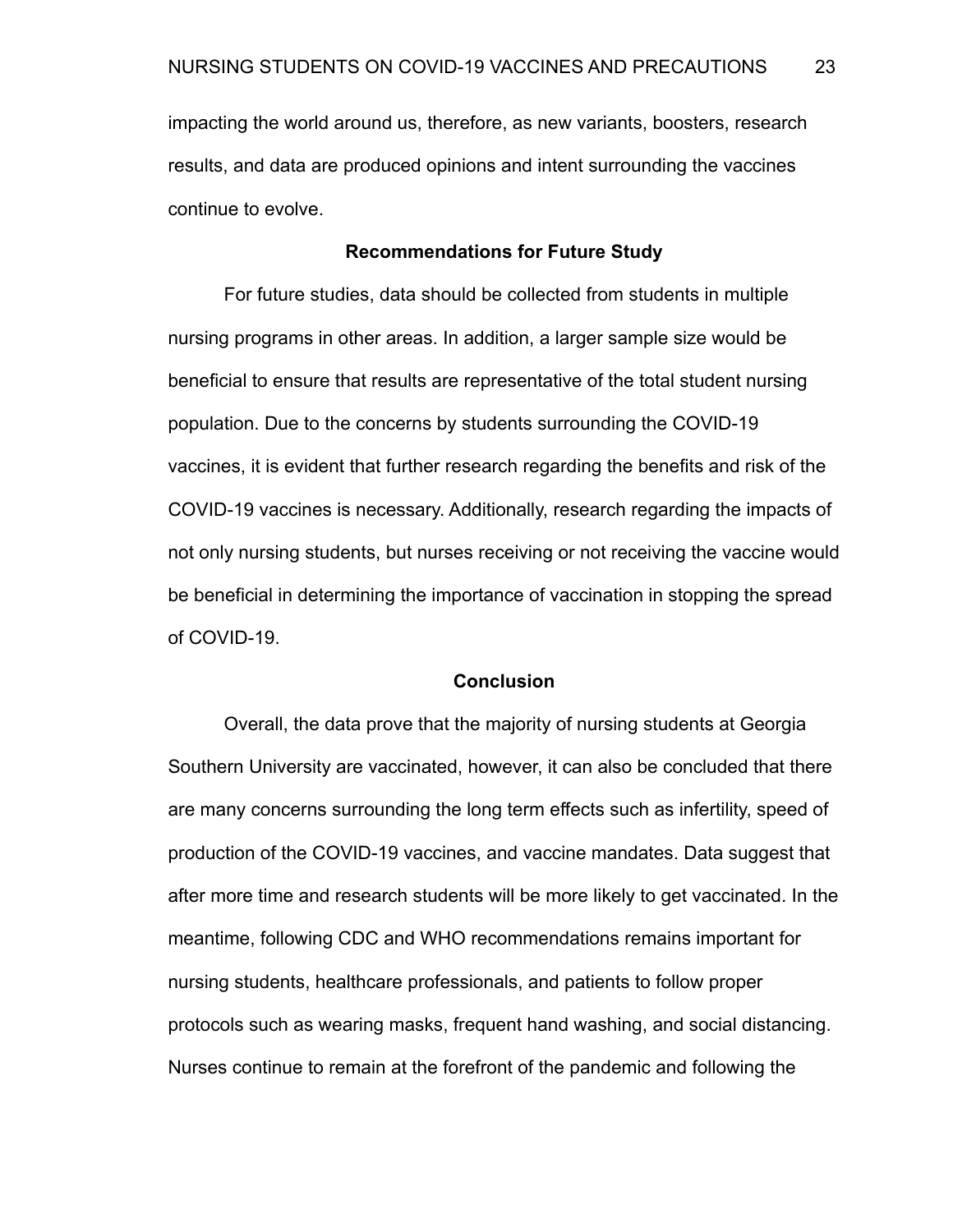impacting the world around us, therefore, as new variants, boosters, research results, and data are produced opinions and intent surrounding the vaccines continue to evolve.

## Recommendations for Future Study

For future studies, data should be collected from students in multiple nursing programs in other areas. In addition, a larger sample size would be beneficial to ensure that results are representative of the total student nursing population. Due to the concerns by students surrounding the COVID-19 vaccines, it is evident that further research regarding the benefits and risk of the COVID-19 vaccines is necessary. Additionally, research regarding the impacts of not only nursing students, but nurses receiving or not receiving the vaccine would be beneficial in determining the importance of vaccination in stopping the spread of COVID-19.

## Conclusion

Overall, the data prove that the majority of nursing students at Georgia Southern University are vaccinated, however, it can also be concluded that there are many concerns surrounding the long term effects such as infertility, speed of production of the COVID-19 vaccines, and vaccine mandates. Data suggest that after more time and research students will be more likely to get vaccinated. In the meantime, following CDC and WHO recommendations remains important for nursing students, healthcare professionals, and patients to follow proper protocols such as wearing masks, frequent hand washing, and social distancing. Nurses continue to remain at the forefront of the pandemic and following the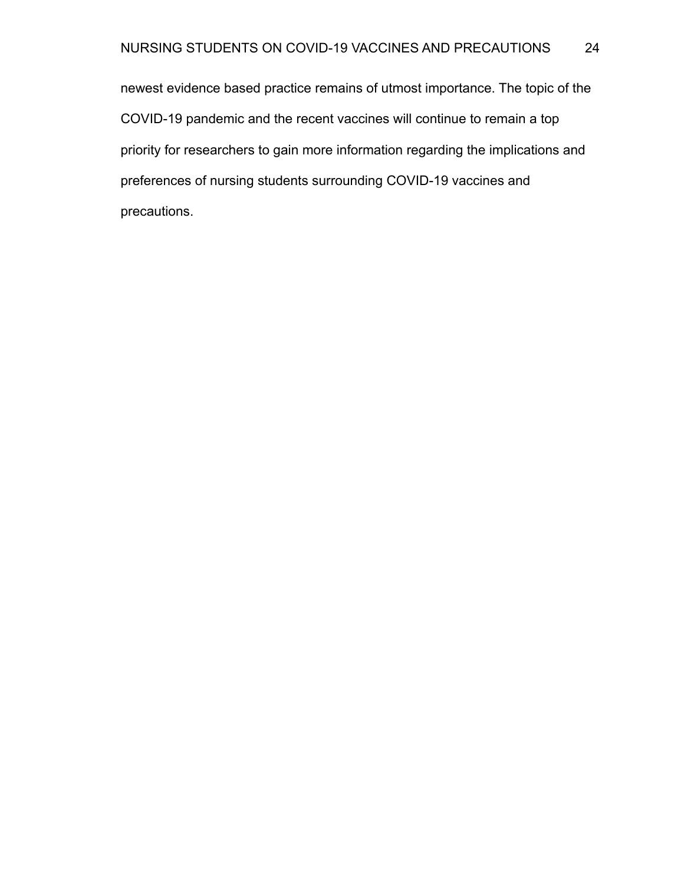newest evidence based practice remains of utmost importance. The topic of the COVID-19 pandemic and the recent vaccines will continue to remain a top priority for researchers to gain more information regarding the implications and preferences of nursing students surrounding COVID-19 vaccines and precautions.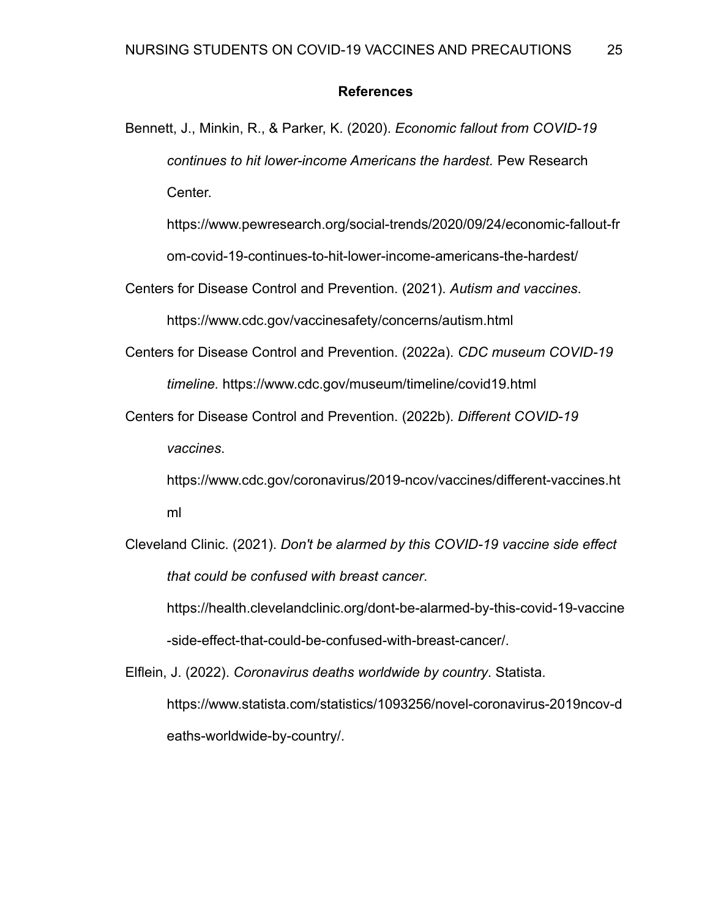# References

Bennett, J., Minkin, R., & Parker, K. (2020). *Economic fallout from COVID-19 continues to hit lower-income Americans the hardest.* Pew Research Center. https://www.pewresearch.org/social-trends/2020/09/24/economic-fallout-from-covid-19-continues-to-hit-lower-income-americans-the-hardest/

Centers for Disease Control and Prevention. (2021). *Autism and vaccines*. https://www.cdc.gov/vaccinesafety/concerns/autism.html

Centers for Disease Control and Prevention. (2022a). *CDC museum COVID-19 timeline.* https://www.cdc.gov/museum/timeline/covid19.html

Centers for Disease Control and Prevention. (2022b). *Different COVID-19 vaccines*. https://www.cdc.gov/coronavirus/2019-ncov/vaccines/different-vaccines.html

Cleveland Clinic. (2021). *Don't be alarmed by this COVID-19 vaccine side effect that could be confused with breast cancer*. https://health.clevelandclinic.org/dont-be-alarmed-by-this-covid-19-vaccine-side-effect-that-could-be-confused-with-breast-cancer/.

Elflein, J. (2022). *Coronavirus deaths worldwide by country*. Statista. https://www.statista.com/statistics/1093256/novel-coronavirus-2019ncov-deaths-worldwide-by-country/.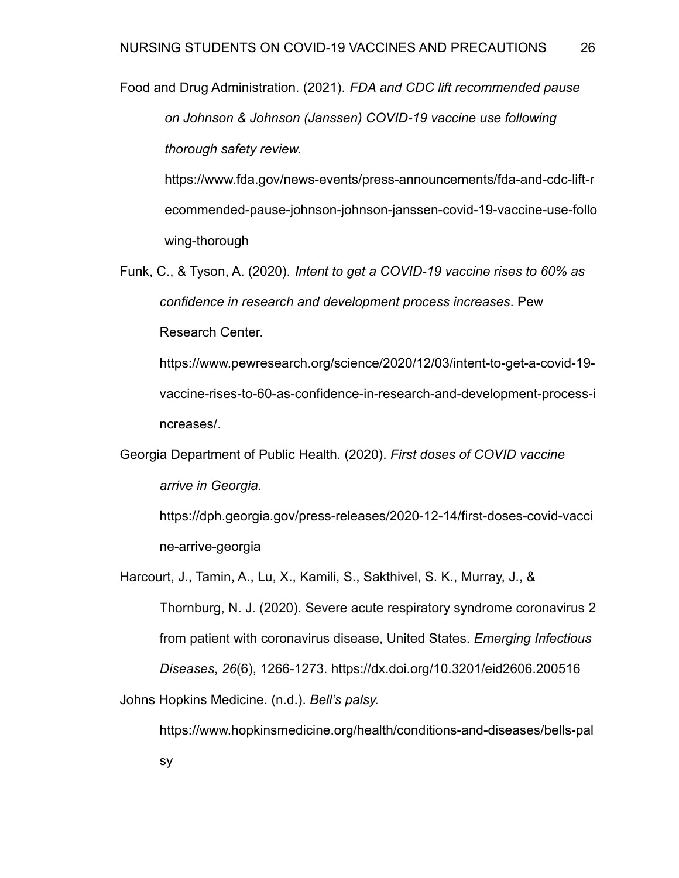Food and Drug Administration. (2021). *FDA and CDC lift recommended pause on Johnson & Johnson (Janssen) COVID-19 vaccine use following thorough safety review.* https://www.fda.gov/news-events/press-announcements/fda-and-cdc-lift-recommended-pause-johnson-johnson-janssen-covid-19-vaccine-use-following-thorough

Funk, C., & Tyson, A. (2020). *Intent to get a COVID-19 vaccine rises to 60% as confidence in research and development process increases*. Pew Research Center. https://www.pewresearch.org/science/2020/12/03/intent-to-get-a-covid-19-vaccine-rises-to-60-as-confidence-in-research-and-development-process-increases/.

Georgia Department of Public Health. (2020). *First doses of COVID vaccine arrive in Georgia.* https://dph.georgia.gov/press-releases/2020-12-14/first-doses-covid-vaccine-arrive-georgia

Harcourt, J., Tamin, A., Lu, X., Kamili, S., Sakthivel, S. K., Murray, J., & Thornburg, N. J. (2020). Severe acute respiratory syndrome coronavirus 2 from patient with coronavirus disease, United States. *Emerging Infectious Diseases*, *26*(6), 1266-1273. https://dx.doi.org/10.3201/eid2606.200516

Johns Hopkins Medicine. (n.d.). *Bell's palsy.* https://www.hopkinsmedicine.org/health/conditions-and-diseases/bells-palsy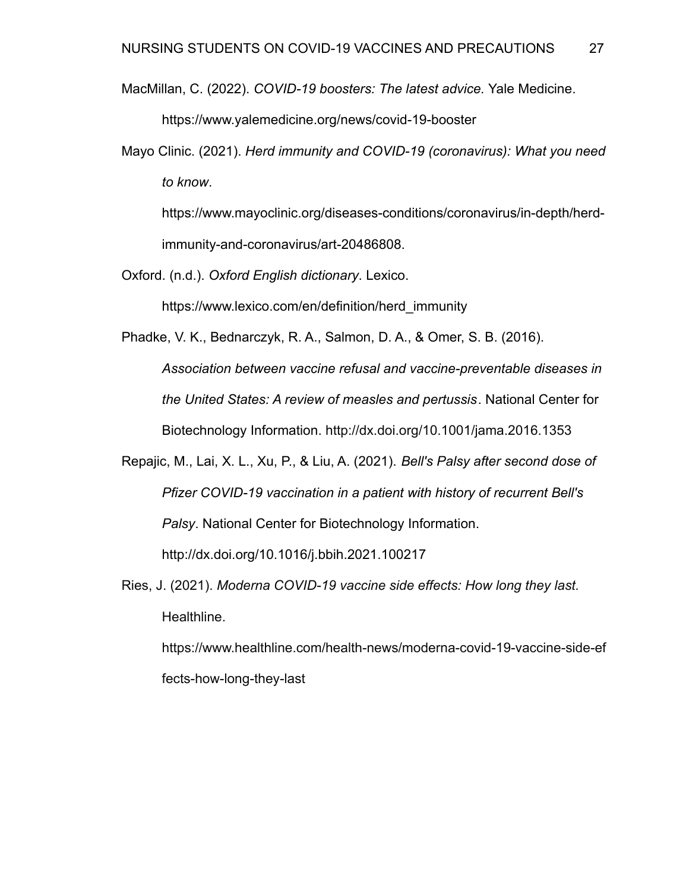MacMillan, C. (2022). *COVID-19 boosters: The latest advice.* Yale Medicine. https://www.yalemedicine.org/news/covid-19-booster

Mayo Clinic. (2021). *Herd immunity and COVID-19 (coronavirus): What you need to know*. https://www.mayoclinic.org/diseases-conditions/coronavirus/in-depth/herd-immunity-and-coronavirus/art-20486808.

Oxford. (n.d.). *Oxford English dictionary*. Lexico. https://www.lexico.com/en/definition/herd_immunity

Phadke, V. K., Bednarczyk, R. A., Salmon, D. A., & Omer, S. B. (2016). *Association between vaccine refusal and vaccine-preventable diseases in the United States: A review of measles and pertussis*. National Center for Biotechnology Information. http://dx.doi.org/10.1001/jama.2016.1353

Repajic, M., Lai, X. L., Xu, P., & Liu, A. (2021). *Bell's Palsy after second dose of Pfizer COVID-19 vaccination in a patient with history of recurrent Bell's Palsy*. National Center for Biotechnology Information. http://dx.doi.org/10.1016/j.bbih.2021.100217

Ries, J. (2021). *Moderna COVID-19 vaccine side effects: How long they last.* Healthline. https://www.healthline.com/health-news/moderna-covid-19-vaccine-side-effects-how-long-they-last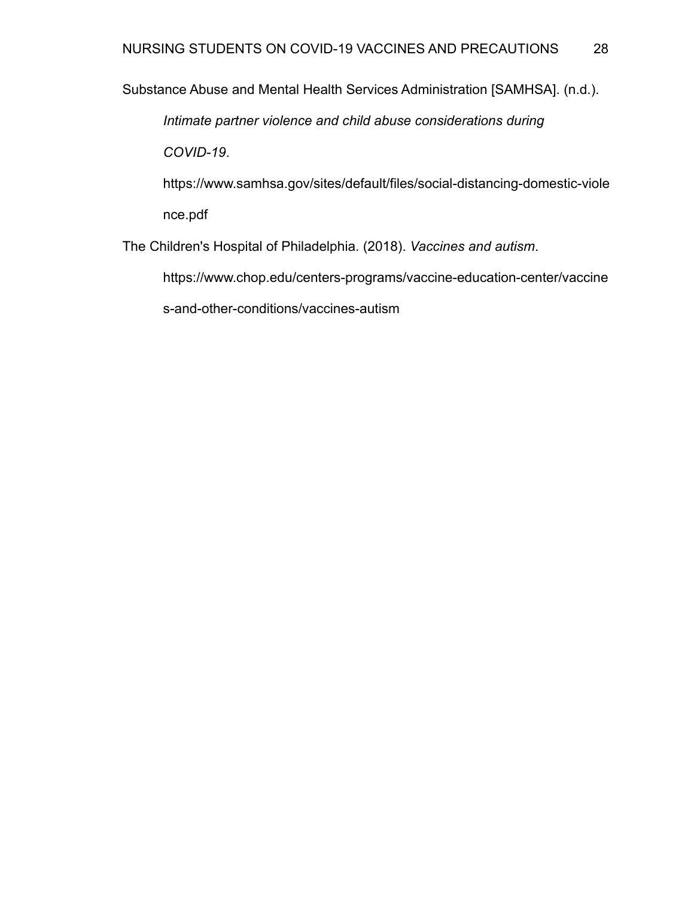Substance Abuse and Mental Health Services Administration [SAMHSA]. (n.d.). *Intimate partner violence and child abuse considerations during COVID-19*. https://www.samhsa.gov/sites/default/files/social-distancing-domestic-violence.pdf

The Children's Hospital of Philadelphia. (2018). *Vaccines and autism*. https://www.chop.edu/centers-programs/vaccine-education-center/vaccines-and-other-conditions/vaccines-autism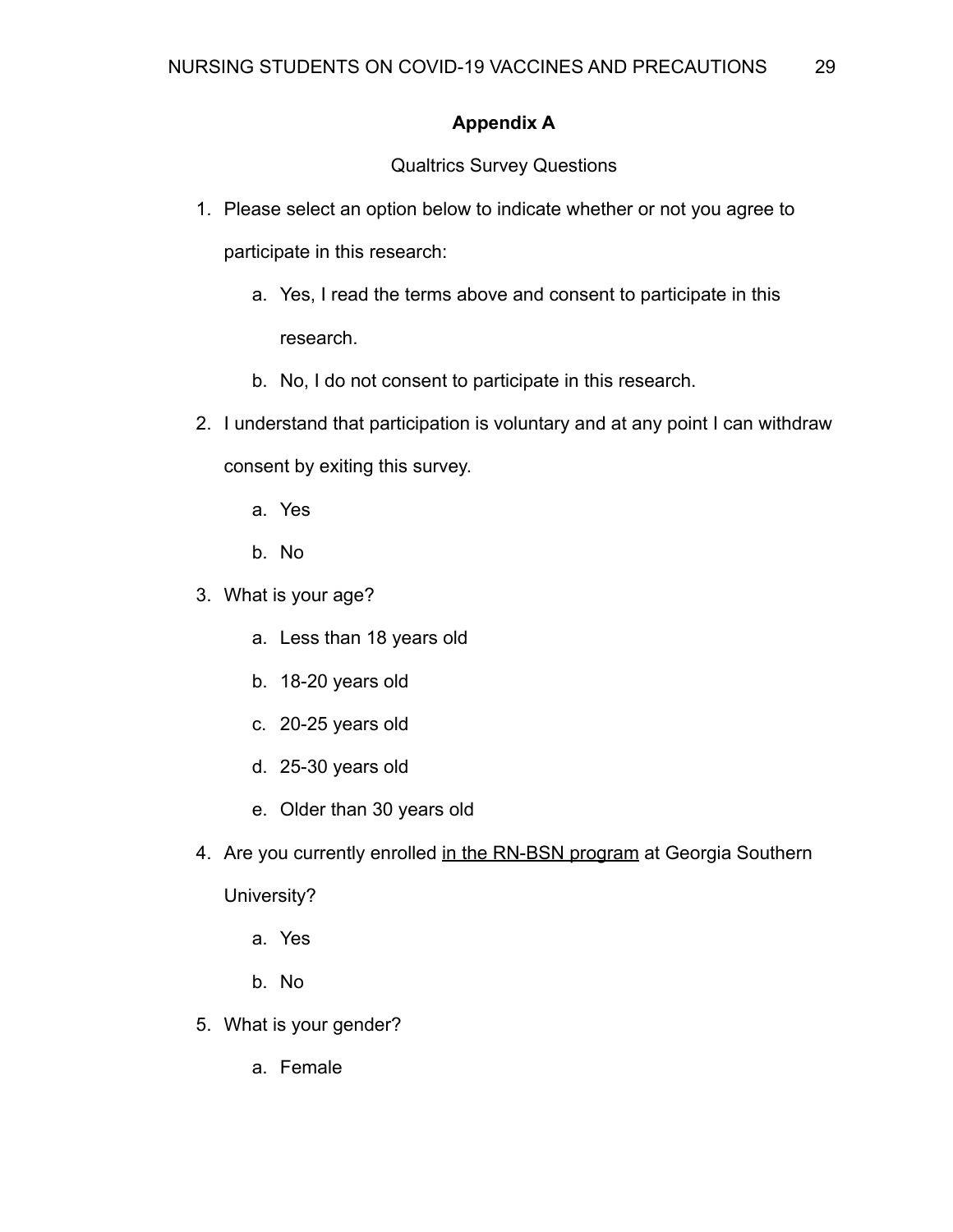## Appendix A

Qualtrics Survey Questions

1. Please select an option below to indicate whether or not you agree to participate in this research:
    a. Yes, I read the terms above and consent to participate in this research.
    b. No, I do not consent to participate in this research.
2. I understand that participation is voluntary and at any point I can withdraw consent by exiting this survey.
    a. Yes
    b. No
3. What is your age?
    a. Less than 18 years old
    b. 18-20 years old
    c. 20-25 years old
    d. 25-30 years old
    e. Older than 30 years old
4. Are you currently enrolled <u>in the RN-BSN program</u> at Georgia Southern University?
    a. Yes
    b. No
5. What is your gender?
    a. Female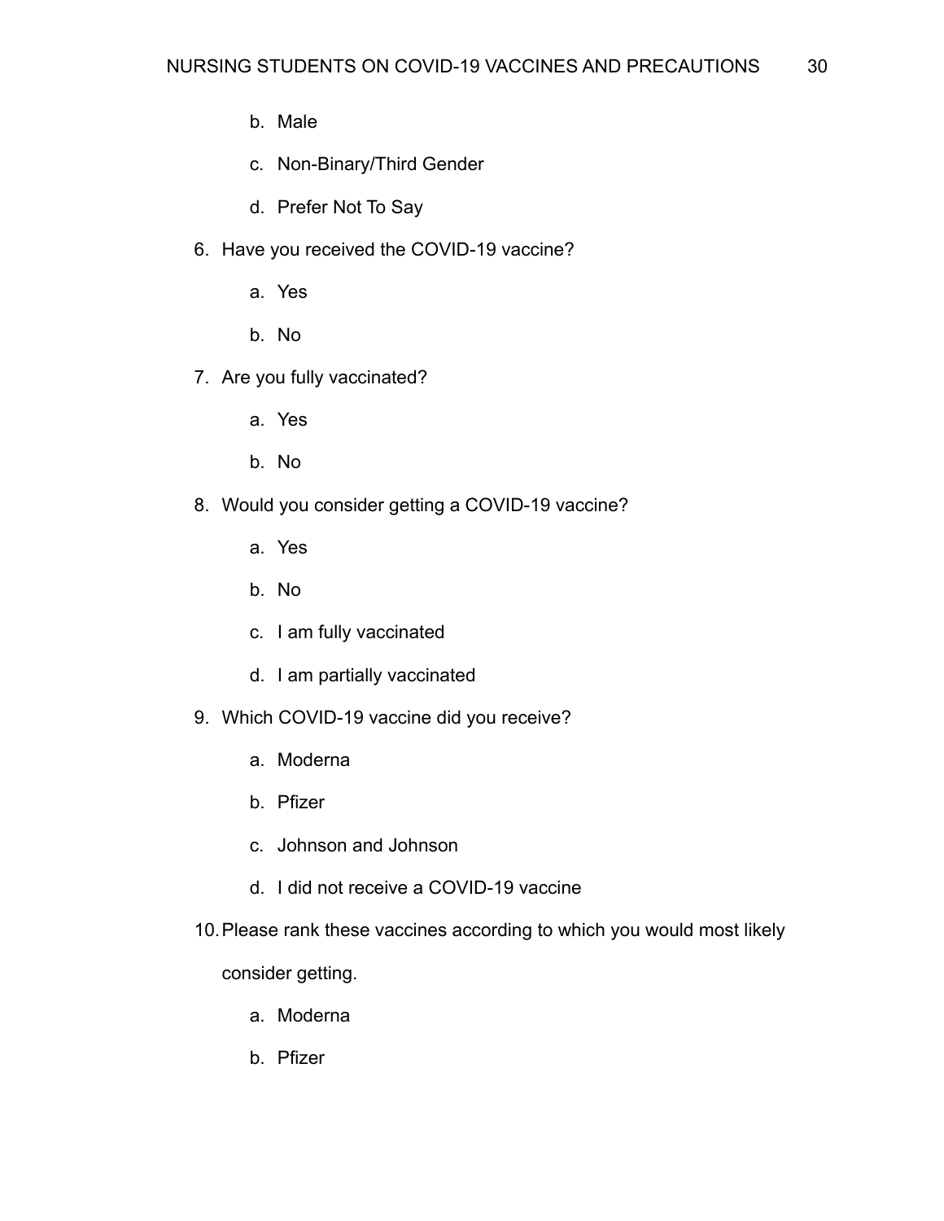b. Male

   c. Non-Binary/Third Gender

   d. Prefer Not To Say

6. Have you received the COVID-19 vaccine?

   a. Yes

   b. No

7. Are you fully vaccinated?

   a. Yes

   b. No

8. Would you consider getting a COVID-19 vaccine?

   a. Yes

   b. No

   c. I am fully vaccinated

   d. I am partially vaccinated

9. Which COVID-19 vaccine did you receive?

   a. Moderna

   b. Pfizer

   c. Johnson and Johnson

   d. I did not receive a COVID-19 vaccine

10. Please rank these vaccines according to which you would most likely consider getting.

   a. Moderna

   b. Pfizer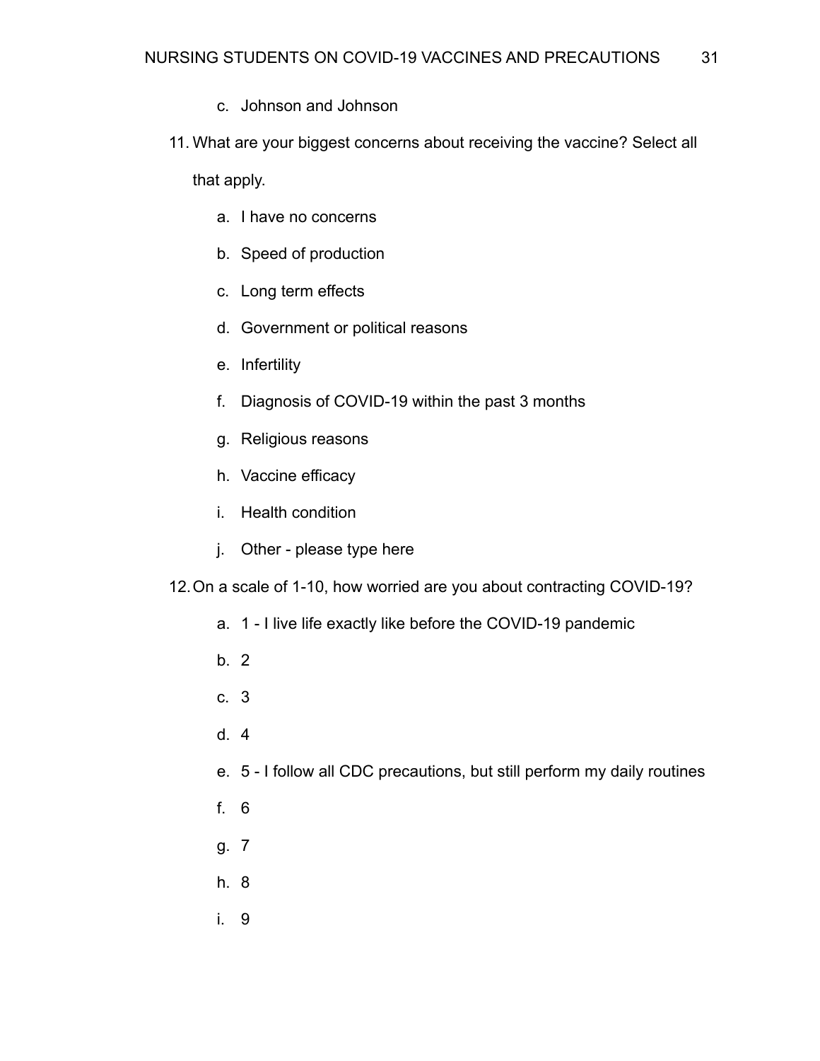c. Johnson and Johnson

11. What are your biggest concerns about receiving the vaccine? Select all that apply.
    a. I have no concerns
    b. Speed of production
    c. Long term effects
    d. Government or political reasons
    e. Infertility
    f. Diagnosis of COVID-19 within the past 3 months
    g. Religious reasons
    h. Vaccine efficacy
    i. Health condition
    j. Other - please type here
12. On a scale of 1-10, how worried are you about contracting COVID-19?
    a. 1 - I live life exactly like before the COVID-19 pandemic
    b. 2
    c. 3
    d. 4
    e. 5 - I follow all CDC precautions, but still perform my daily routines
    f. 6
    g. 7
    h. 8
    i. 9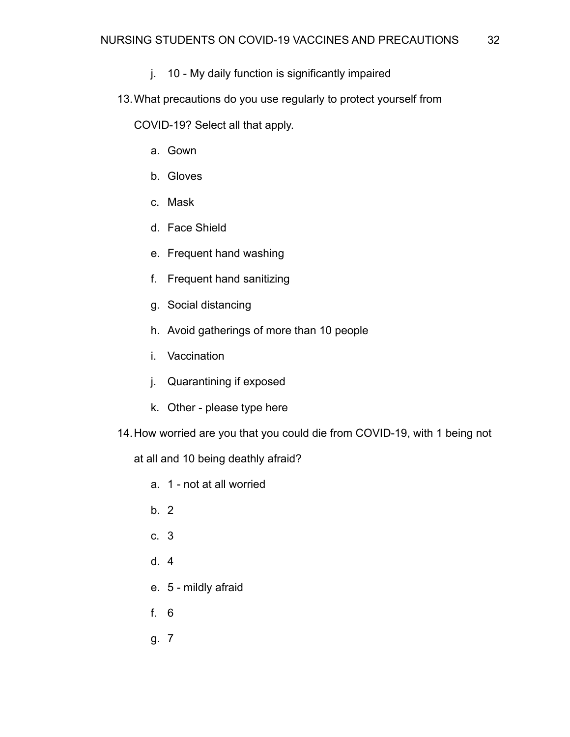j. 10 - My daily function is significantly impaired

13. What precautions do you use regularly to protect yourself from COVID-19? Select all that apply.
    a. Gown
    b. Gloves
    c. Mask
    d. Face Shield
    e. Frequent hand washing
    f. Frequent hand sanitizing
    g. Social distancing
    h. Avoid gatherings of more than 10 people
    i. Vaccination
    j. Quarantining if exposed
    k. Other - please type here

14. How worried are you that you could die from COVID-19, with 1 being not at all and 10 being deathly afraid?
    a. 1 - not at all worried
    b. 2
    c. 3
    d. 4
    e. 5 - mildly afraid
    f. 6
    g. 7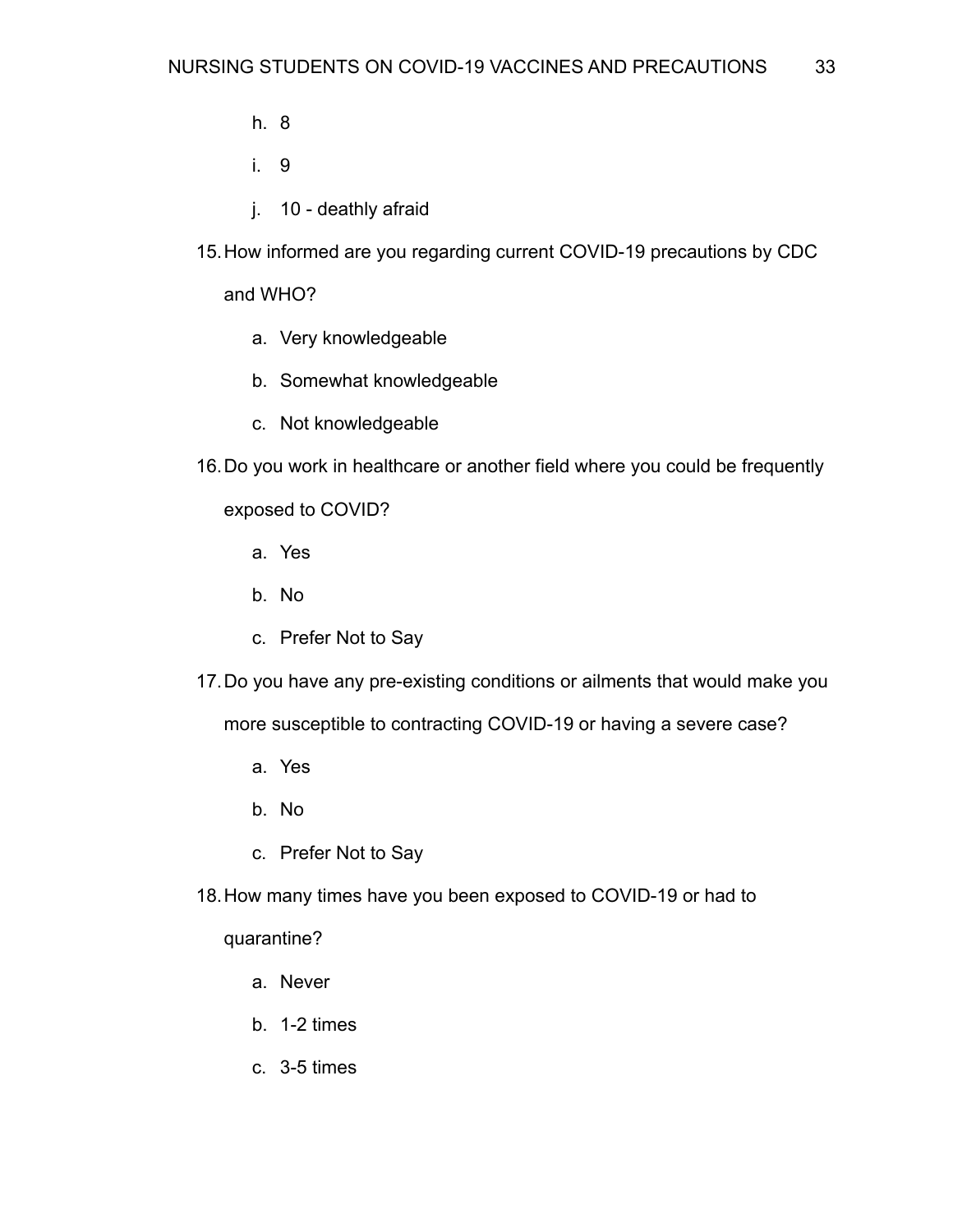h. 8
   i. 9
   j. 10 - deathly afraid

15. How informed are you regarding current COVID-19 precautions by CDC and WHO?
    a. Very knowledgeable
    b. Somewhat knowledgeable
    c. Not knowledgeable

16. Do you work in healthcare or another field where you could be frequently exposed to COVID?
    a. Yes
    b. No
    c. Prefer Not to Say

17. Do you have any pre-existing conditions or ailments that would make you more susceptible to contracting COVID-19 or having a severe case?
    a. Yes
    b. No
    c. Prefer Not to Say

18. How many times have you been exposed to COVID-19 or had to quarantine?
    a. Never
    b. 1-2 times
    c. 3-5 times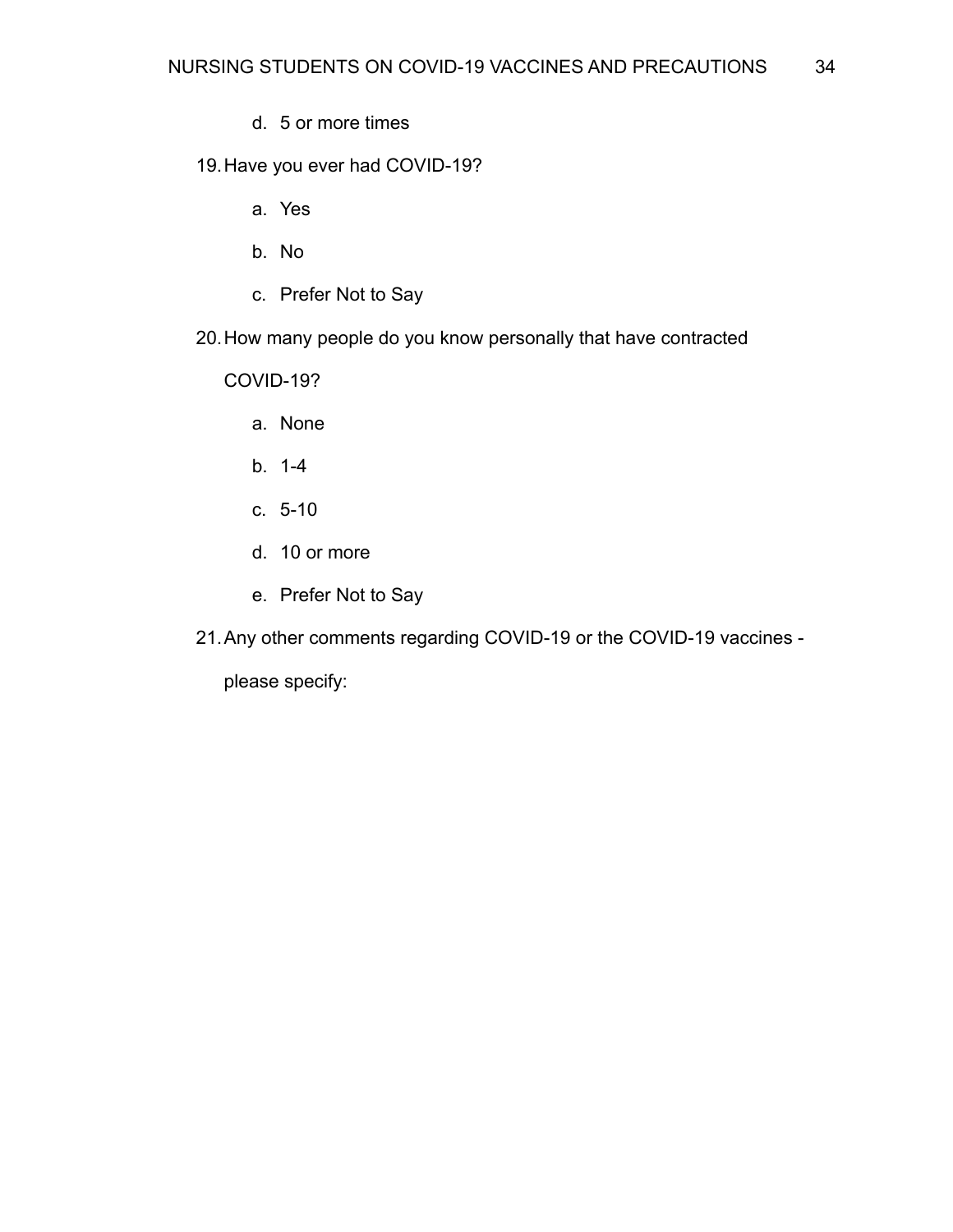d. 5 or more times

19. Have you ever had COVID-19?
    a. Yes
    b. No
    c. Prefer Not to Say

20. How many people do you know personally that have contracted COVID-19?
    a. None
    b. 1-4
    c. 5-10
    d. 10 or more
    e. Prefer Not to Say

21. Any other comments regarding COVID-19 or the COVID-19 vaccines - please specify: